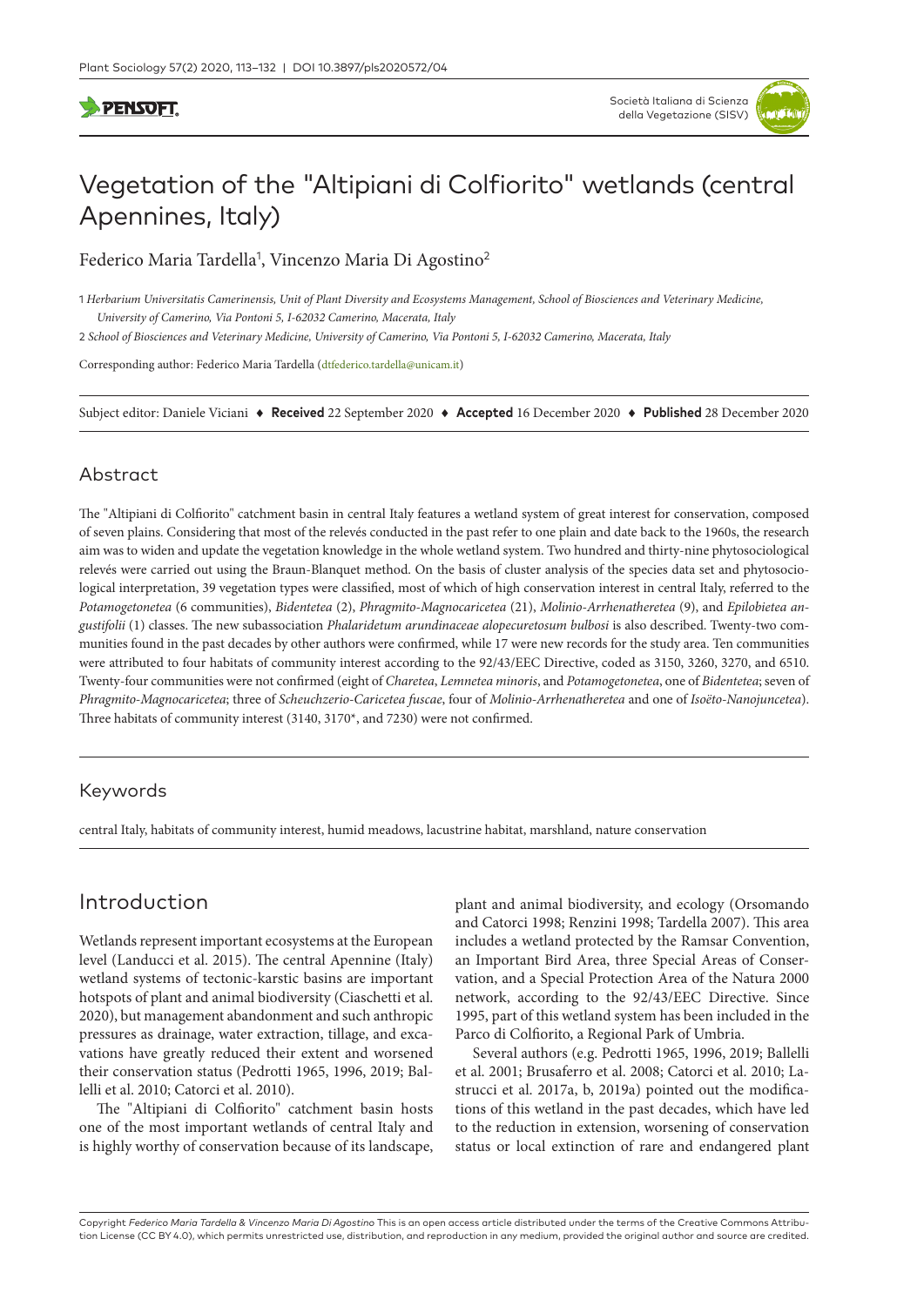# Vegetation of the "Altipiani di Colfiorito" wetlands (central Apennines, Italy)

Federico Maria Tardella[1], Vincenzo Maria Di Agostino[2]

1 *Herbarium Universitatis Camerinensis, Unit of Plant Diversity and Ecosystems Management, School of Biosciences and Veterinary Medicine, University of Camerino, Via Pontoni 5, I-62032 Camerino, Macerata, Italy*

2 *School of Biosciences and Veterinary Medicine, University of Camerino, Via Pontoni 5, I-62032 Camerino, Macerata, Italy*

Corresponding author: Federico Maria Tardella (dtfederico.tardella@unicam.it)

Subject editor: Daniele Viciani ♦ **Received** 22 September 2020 ♦ **Accepted** 16 December 2020 ♦ **Published** 28 December 2020

## Abstract

The "Altipiani di Colfiorito" catchment basin in central Italy features a wetland system of great interest for conservation, composed of seven plains. Considering that most of the relevés conducted in the past refer to one plain and date back to the 1960s, the research aim was to widen and update the vegetation knowledge in the whole wetland system. Two hundred and thirty-nine phytosociological relevés were carried out using the Braun-Blanquet method. On the basis of cluster analysis of the species data set and phytosociological interpretation, 39 vegetation types were classified, most of which of high conservation interest in central Italy, referred to the *Potamogetonetea* (6 communities), *Bidentetea* (2), *Phragmito-Magnocaricetea* (21), *Molinio-Arrhenatheretea* (9), and *Epilobietea angustifolii* (1) classes. The new subassociation *Phalaridetum arundinaceae alopecuretosum bulbosi* is also described. Twenty-two communities found in the past decades by other authors were confirmed, while 17 were new records for the study area. Ten communities were attributed to four habitats of community interest according to the 92/43/EEC Directive, coded as 3150, 3260, 3270, and 6510. Twenty-four communities were not confirmed (eight of *Charetea*, *Lemnetea minoris*, and *Potamogetonetea*, one of *Bidentetea*; seven of *Phragmito-Magnocaricetea*; three of *Scheuchzerio-Caricetea fuscae*, four of *Molinio-Arrhenatheretea* and one of *Isoëto-Nanojuncetea*). Three habitats of community interest (3140, 3170*, and 7230) were not confirmed.

## Keywords

central Italy, habitats of community interest, humid meadows, lacustrine habitat, marshland, nature conservation

## Introduction

Wetlands represent important ecosystems at the European level (Landucci et al. 2015). The central Apennine (Italy) wetland systems of tectonic-karstic basins are important hotspots of plant and animal biodiversity (Ciaschetti et al. 2020), but management abandonment and such anthropic pressures as drainage, water extraction, tillage, and excavations have greatly reduced their extent and worsened their conservation status (Pedrotti 1965, 1996, 2019; Ballelli et al. 2010; Catorci et al. 2010).

The "Altipiani di Colfiorito" catchment basin hosts one of the most important wetlands of central Italy and is highly worthy of conservation because of its landscape, plant and animal biodiversity, and ecology (Orsomando and Catorci 1998; Renzini 1998; Tardella 2007). This area includes a wetland protected by the Ramsar Convention, an Important Bird Area, three Special Areas of Conservation, and a Special Protection Area of the Natura 2000 network, according to the 92/43/EEC Directive. Since 1995, part of this wetland system has been included in the Parco di Colfiorito, a Regional Park of Umbria.

Several authors (e.g. Pedrotti 1965, 1996, 2019; Ballelli et al. 2001; Brusaferro et al. 2008; Catorci et al. 2010; Lastrucci et al. 2017a, b, 2019a) pointed out the modifications of this wetland in the past decades, which have led to the reduction in extension, worsening of conservation status or local extinction of rare and endangered plant

Copyright *Federico Maria Tardella & Vincenzo Maria Di Agostino* This is an open access article distributed under the terms of the Creative Commons Attribution License (CC BY 4.0), which permits unrestricted use, distribution, and reproduction in any medium, provided the original author and source are credited.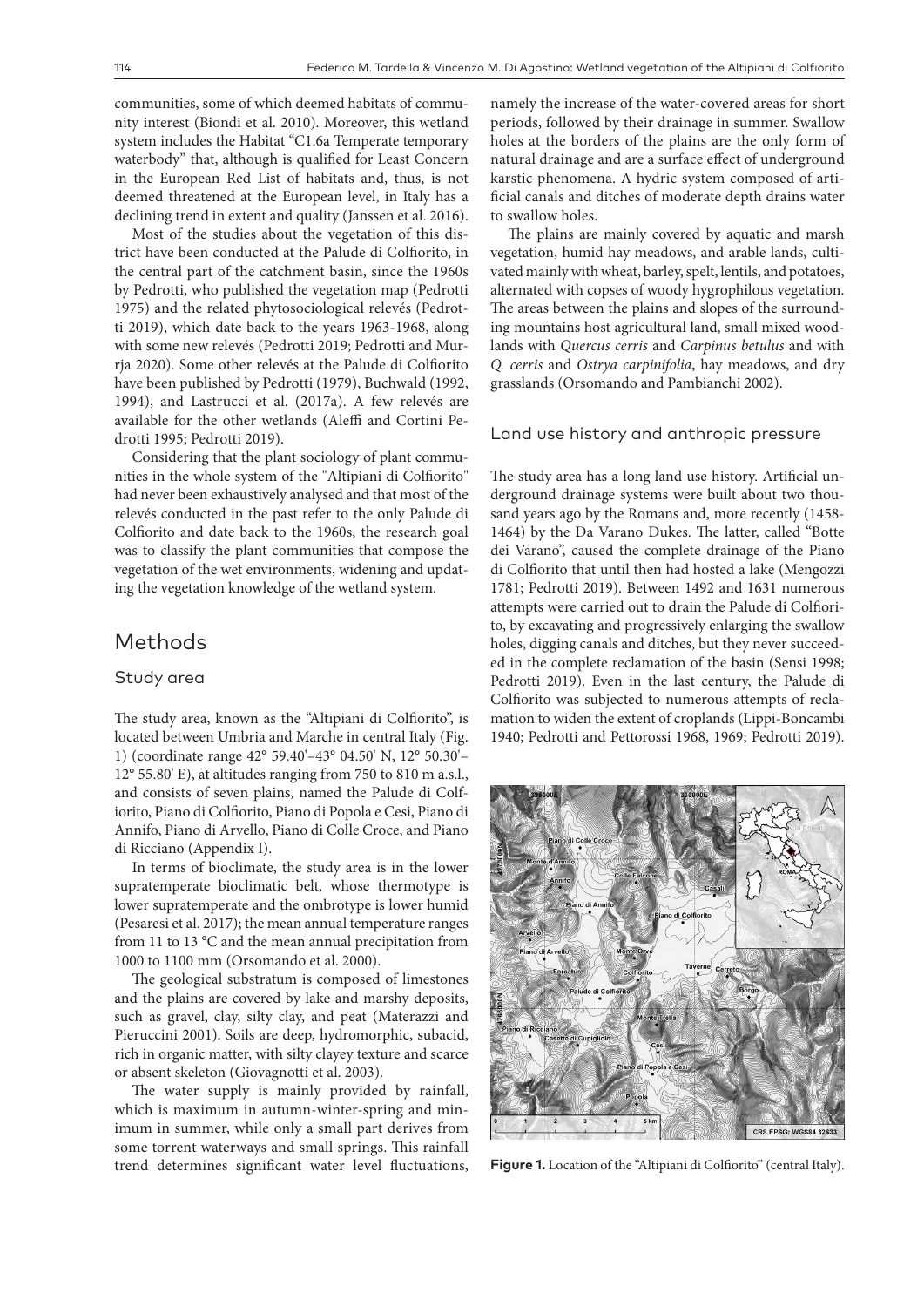communities, some of which deemed habitats of community interest (Biondi et al. 2010). Moreover, this wetland system includes the Habitat "C1.6a Temperate temporary waterbody" that, although is qualified for Least Concern in the European Red List of habitats and, thus, is not deemed threatened at the European level, in Italy has a declining trend in extent and quality (Janssen et al. 2016).

Most of the studies about the vegetation of this district have been conducted at the Palude di Colfiorito, in the central part of the catchment basin, since the 1960s by Pedrotti, who published the vegetation map (Pedrotti 1975) and the related phytosociological relevés (Pedrotti 2019), which date back to the years 1963-1968, along with some new relevés (Pedrotti 2019; Pedrotti and Murrja 2020). Some other relevés at the Palude di Colfiorito have been published by Pedrotti (1979), Buchwald (1992, 1994), and Lastrucci et al. (2017a). A few relevés are available for the other wetlands (Aleffi and Cortini Pedrotti 1995; Pedrotti 2019).

Considering that the plant sociology of plant communities in the whole system of the "Altipiani di Colfiorito" had never been exhaustively analysed and that most of the relevés conducted in the past refer to the only Palude di Colfiorito and date back to the 1960s, the research goal was to classify the plant communities that compose the vegetation of the wet environments, widening and updating the vegetation knowledge of the wetland system.

# Methods

## Study area

The study area, known as the "Altipiani di Colfiorito", is located between Umbria and Marche in central Italy (Fig. 1) (coordinate range 42° 59.40'–43° 04.50' N, 12° 50.30'–12° 55.80' E), at altitudes ranging from 750 to 810 m a.s.l., and consists of seven plains, named the Palude di Colfiorito, Piano di Colfiorito, Piano di Popola e Cesi, Piano di Annifo, Piano di Arvello, Piano di Colle Croce, and Piano di Ricciano (Appendix I).

In terms of bioclimate, the study area is in the lower supratemperate bioclimatic belt, whose thermotype is lower supratemperate and the ombrotype is lower humid (Pesaresi et al. 2017); the mean annual temperature ranges from 11 to 13 °C and the mean annual precipitation from 1000 to 1100 mm (Orsomando et al. 2000).

The geological substratum is composed of limestones and the plains are covered by lake and marshy deposits, such as gravel, clay, silty clay, and peat (Materazzi and Pieruccini 2001). Soils are deep, hydromorphic, subacid, rich in organic matter, with silty clayey texture and scarce or absent skeleton (Giovagnotti et al. 2003).

The water supply is mainly provided by rainfall, which is maximum in autumn-winter-spring and minimum in summer, while only a small part derives from some torrent waterways and small springs. This rainfall trend determines significant water level fluctuations, namely the increase of the water-covered areas for short periods, followed by their drainage in summer. Swallow holes at the borders of the plains are the only form of natural drainage and are a surface effect of underground karstic phenomena. A hydric system composed of artificial canals and ditches of moderate depth drains water to swallow holes.

The plains are mainly covered by aquatic and marsh vegetation, humid hay meadows, and arable lands, cultivated mainly with wheat, barley, spelt, lentils, and potatoes, alternated with copses of woody hygrophilous vegetation. The areas between the plains and slopes of the surrounding mountains host agricultural land, small mixed woodlands with *Quercus cerris* and *Carpinus betulus* and with *Q. cerris* and *Ostrya carpinifolia*, hay meadows, and dry grasslands (Orsomando and Pambianchi 2002).

## Land use history and anthropic pressure

The study area has a long land use history. Artificial underground drainage systems were built about two thousand years ago by the Romans and, more recently (1458-1464) by the Da Varano Dukes. The latter, called "Botte dei Varano", caused the complete drainage of the Piano di Colfiorito that until then had hosted a lake (Mengozzi 1781; Pedrotti 2019). Between 1492 and 1631 numerous attempts were carried out to drain the Palude di Colfiorito, by excavating and progressively enlarging the swallow holes, digging canals and ditches, but they never succeeded in the complete reclamation of the basin (Sensi 1998; Pedrotti 2019). Even in the last century, the Palude di Colfiorito was subjected to numerous attempts of reclamation to widen the extent of croplands (Lippi-Boncambi 1940; Pedrotti and Pettorossi 1968, 1969; Pedrotti 2019).

**Figure 1.** Location of the "Altipiani di Colfiorito" (central Italy).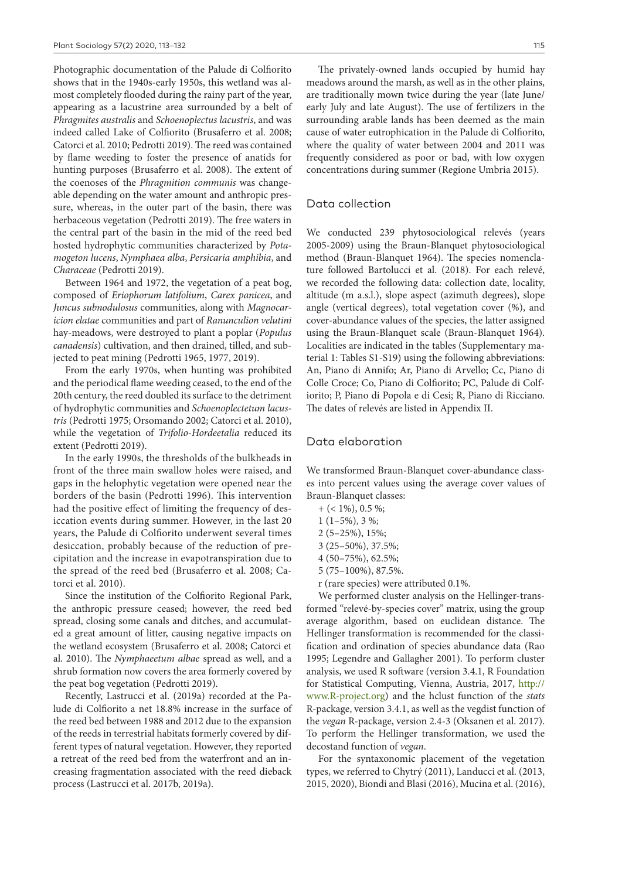Photographic documentation of the Palude di Colfiorito shows that in the 1940s-early 1950s, this wetland was almost completely flooded during the rainy part of the year, appearing as a lacustrine area surrounded by a belt of *Phragmites australis* and *Schoenoplectus lacustris*, and was indeed called Lake of Colfiorito (Brusaferro et al. 2008; Catorci et al. 2010; Pedrotti 2019). The reed was contained by flame weeding to foster the presence of anatids for hunting purposes (Brusaferro et al. 2008). The extent of the coenoses of the *Phragmition communis* was changeable depending on the water amount and anthropic pressure, whereas, in the outer part of the basin, there was herbaceous vegetation (Pedrotti 2019). The free waters in the central part of the basin in the mid of the reed bed hosted hydrophytic communities characterized by *Potamogeton lucens*, *Nymphaea alba*, *Persicaria amphibia*, and *Characeae* (Pedrotti 2019).

Between 1964 and 1972, the vegetation of a peat bog, composed of *Eriophorum latifolium*, *Carex panicea*, and *Juncus subnodulosus* communities, along with *Magnocaricion elatae* communities and part of *Ranunculion velutini* hay-meadows, were destroyed to plant a poplar (*Populus canadensis*) cultivation, and then drained, tilled, and subjected to peat mining (Pedrotti 1965, 1977, 2019).

From the early 1970s, when hunting was prohibited and the periodical flame weeding ceased, to the end of the 20th century, the reed doubled its surface to the detriment of hydrophytic communities and *Schoenoplectetum lacustris* (Pedrotti 1975; Orsomando 2002; Catorci et al. 2010), while the vegetation of *Trifolio-Hordeetalia* reduced its extent (Pedrotti 2019).

In the early 1990s, the thresholds of the bulkheads in front of the three main swallow holes were raised, and gaps in the helophytic vegetation were opened near the borders of the basin (Pedrotti 1996). This intervention had the positive effect of limiting the frequency of desiccation events during summer. However, in the last 20 years, the Palude di Colfiorito underwent several times desiccation, probably because of the reduction of precipitation and the increase in evapotranspiration due to the spread of the reed bed (Brusaferro et al. 2008; Catorci et al. 2010).

Since the institution of the Colfiorito Regional Park, the anthropic pressure ceased; however, the reed bed spread, closing some canals and ditches, and accumulated a great amount of litter, causing negative impacts on the wetland ecosystem (Brusaferro et al. 2008; Catorci et al. 2010). The *Nymphaeetum albae* spread as well, and a shrub formation now covers the area formerly covered by the peat bog vegetation (Pedrotti 2019).

Recently, Lastrucci et al. (2019a) recorded at the Palude di Colfiorito a net 18.8% increase in the surface of the reed bed between 1988 and 2012 due to the expansion of the reeds in terrestrial habitats formerly covered by different types of natural vegetation. However, they reported a retreat of the reed bed from the waterfront and an increasing fragmentation associated with the reed dieback process (Lastrucci et al. 2017b, 2019a).

The privately-owned lands occupied by humid hay meadows around the marsh, as well as in the other plains, are traditionally mown twice during the year (late June/early July and late August). The use of fertilizers in the surrounding arable lands has been deemed as the main cause of water eutrophication in the Palude di Colfiorito, where the quality of water between 2004 and 2011 was frequently considered as poor or bad, with low oxygen concentrations during summer (Regione Umbria 2015).

## Data collection

We conducted 239 phytosociological relevés (years 2005-2009) using the Braun-Blanquet phytosociological method (Braun-Blanquet 1964). The species nomenclature followed Bartolucci et al. (2018). For each relevé, we recorded the following data: collection date, locality, altitude (m a.s.l.), slope aspect (azimuth degrees), slope angle (vertical degrees), total vegetation cover (%), and cover-abundance values of the species, the latter assigned using the Braun-Blanquet scale (Braun-Blanquet 1964). Localities are indicated in the tables (Supplementary material 1: Tables S1-S19) using the following abbreviations: An, Piano di Annifo; Ar, Piano di Arvello; Cc, Piano di Colle Croce; Co, Piano di Colfiorito; PC, Palude di Colfiorito; P, Piano di Popola e di Cesi; R, Piano di Ricciano. The dates of relevés are listed in Appendix II.

## Data elaboration

We transformed Braun-Blanquet cover-abundance classes into percent values using the average cover values of Braun-Blanquet classes:

- + (< 1%), 0.5 %;
- 1 (1–5%), 3 %;
- 2 (5–25%), 15%;
- 3 (25–50%), 37.5%;
- 4 (50–75%), 62.5%;
- 5 (75–100%), 87.5%.
- r (rare species) were attributed 0.1%.

We performed cluster analysis on the Hellinger-transformed "relevé-by-species cover" matrix, using the group average algorithm, based on euclidean distance. The Hellinger transformation is recommended for the classification and ordination of species abundance data (Rao 1995; Legendre and Gallagher 2001). To perform cluster analysis, we used R software (version 3.4.1, R Foundation for Statistical Computing, Vienna, Austria, 2017, http://www.R-project.org) and the hclust function of the *stats* R-package, version 3.4.1, as well as the vegdist function of the *vegan* R-package, version 2.4-3 (Oksanen et al. 2017). To perform the Hellinger transformation, we used the decostand function of *vegan*.

For the syntaxonomic placement of the vegetation types, we referred to Chytrý (2011), Landucci et al. (2013, 2015, 2020), Biondi and Blasi (2016), Mucina et al. (2016),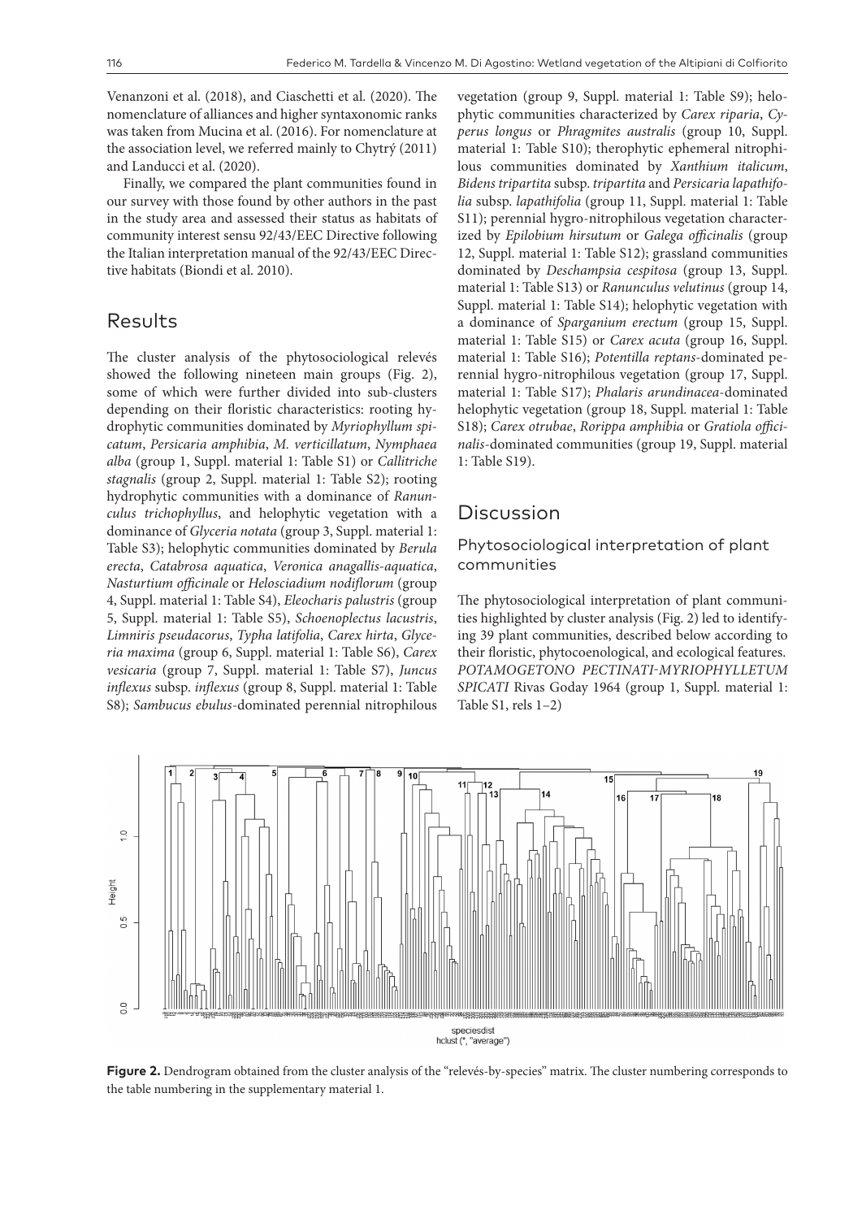Venanzoni et al. (2018), and Ciaschetti et al. (2020). The nomenclature of alliances and higher syntaxonomic ranks was taken from Mucina et al. (2016). For nomenclature at the association level, we referred mainly to Chytrý (2011) and Landucci et al. (2020).

Finally, we compared the plant communities found in our survey with those found by other authors in the past in the study area and assessed their status as habitats of community interest sensu 92/43/EEC Directive following the Italian interpretation manual of the 92/43/EEC Directive habitats (Biondi et al. 2010).

## Results

The cluster analysis of the phytosociological relevés showed the following nineteen main groups (Fig. 2), some of which were further divided into sub-clusters depending on their floristic characteristics: rooting hydrophytic communities dominated by *Myriophyllum spicatum*, *Persicaria amphibia*, *M. verticillatum*, *Nymphaea alba* (group 1, Suppl. material 1: Table S1) or *Callitriche stagnalis* (group 2, Suppl. material 1: Table S2); rooting hydrophytic communities with a dominance of *Ranunculus trichophyllus*, and helophytic vegetation with a dominance of *Glyceria notata* (group 3, Suppl. material 1: Table S3); helophytic communities dominated by *Berula erecta*, *Catabrosa aquatica*, *Veronica anagallis-aquatica*, *Nasturtium officinale* or *Helosciadium nodiflorum* (group 4, Suppl. material 1: Table S4), *Eleocharis palustris* (group 5, Suppl. material 1: Table S5), *Schoenoplectus lacustris*, *Limniris pseudacorus*, *Typha latifolia*, *Carex hirta*, *Glyceria maxima* (group 6, Suppl. material 1: Table S6), *Carex vesicaria* (group 7, Suppl. material 1: Table S7), *Juncus inflexus* subsp. *inflexus* (group 8, Suppl. material 1: Table S8); *Sambucus ebulus*-dominated perennial nitrophilous vegetation (group 9, Suppl. material 1: Table S9); helophytic communities characterized by *Carex riparia*, *Cyperus longus* or *Phragmites australis* (group 10, Suppl. material 1: Table S10); therophytic ephemeral nitrophilous communities dominated by *Xanthium italicum*, *Bidens tripartita* subsp. *tripartita* and *Persicaria lapathifolia* subsp. *lapathifolia* (group 11, Suppl. material 1: Table S11); perennial hygro-nitrophilous vegetation characterized by *Epilobium hirsutum* or *Galega officinalis* (group 12, Suppl. material 1: Table S12); grassland communities dominated by *Deschampsia cespitosa* (group 13, Suppl. material 1: Table S13) or *Ranunculus velutinus* (group 14, Suppl. material 1: Table S14); helophytic vegetation with a dominance of *Sparganium erectum* (group 15, Suppl. material 1: Table S15) or *Carex acuta* (group 16, Suppl. material 1: Table S16); *Potentilla reptans*-dominated perennial hygro-nitrophilous vegetation (group 17, Suppl. material 1: Table S17); *Phalaris arundinacea*-dominated helophytic vegetation (group 18, Suppl. material 1: Table S18); *Carex otrubae*, *Rorippa amphibia* or *Gratiola officinalis*-dominated communities (group 19, Suppl. material 1: Table S19).

## Discussion

### Phytosociological interpretation of plant communities

The phytosociological interpretation of plant communities highlighted by cluster analysis (Fig. 2) led to identifying 39 plant communities, described below according to their floristic, phytocoenological, and ecological features.

*POTAMOGETONO PECTINATI-MYRIOPHYLLETUM SPICATI* Rivas Goday 1964 (group 1, Suppl. material 1: Table S1, rels 1–2)

**Figure 2.** Dendrogram obtained from the cluster analysis of the "relevés-by-species" matrix. The cluster numbering corresponds to the table numbering in the supplementary material 1.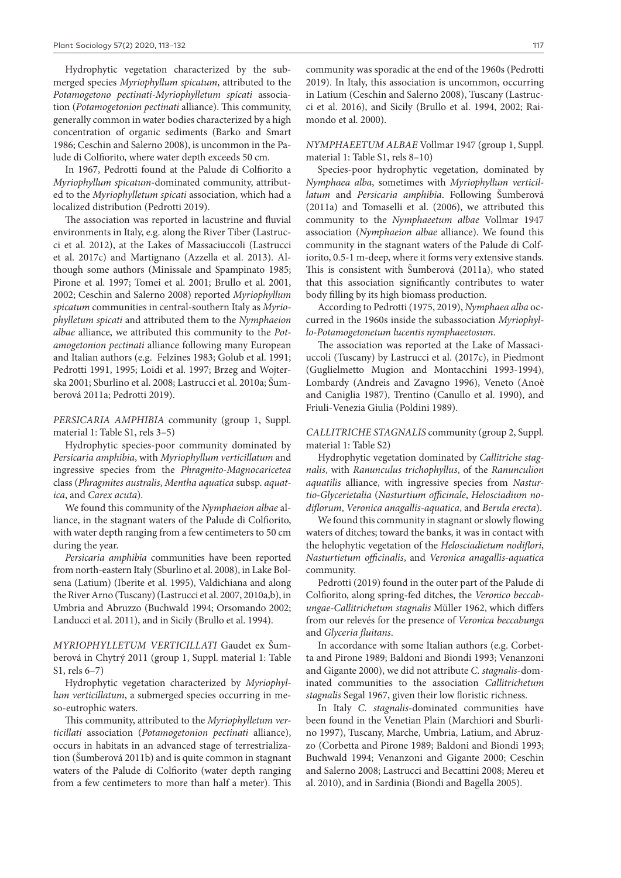Hydrophytic vegetation characterized by the submerged species *Myriophyllum spicatum*, attributed to the *Potamogetono pectinati-Myriophylletum spicati* association (*Potamogetonion pectinati* alliance). This community, generally common in water bodies characterized by a high concentration of organic sediments (Barko and Smart 1986; Ceschin and Salerno 2008), is uncommon in the Palude di Colfiorito, where water depth exceeds 50 cm.

In 1967, Pedrotti found at the Palude di Colfiorito a *Myriophyllum spicatum*-dominated community, attributed to the *Myriophylletum spicati* association, which had a localized distribution (Pedrotti 2019).

The association was reported in lacustrine and fluvial environments in Italy, e.g. along the River Tiber (Lastrucci et al. 2012), at the Lakes of Massaciuccoli (Lastrucci et al. 2017c) and Martignano (Azzella et al. 2013). Although some authors (Minissale and Spampinato 1985; Pirone et al. 1997; Tomei et al. 2001; Brullo et al. 2001, 2002; Ceschin and Salerno 2008) reported *Myriophyllum spicatum* communities in central-southern Italy as *Myriophylletum spicati* and attributed them to the *Nymphaeion albae* alliance, we attributed this community to the *Potamogetonion pectinati* alliance following many European and Italian authors (e.g. Felzines 1983; Golub et al. 1991; Pedrotti 1991, 1995; Loidi et al. 1997; Brzeg and Wojterska 2001; Sburlino et al. 2008; Lastrucci et al. 2010a; Šumberová 2011a; Pedrotti 2019).

*PERSICARIA AMPHIBIA* community (group 1, Suppl. material 1: Table S1, rels 3–5)

Hydrophytic species-poor community dominated by *Persicaria amphibia*, with *Myriophyllum verticillatum* and ingressive species from the *Phragmito-Magnocaricetea* class (*Phragmites australis*, *Mentha aquatica* subsp. *aquatica*, and *Carex acuta*).

We found this community of the *Nymphaeion albae* alliance, in the stagnant waters of the Palude di Colfiorito, with water depth ranging from a few centimeters to 50 cm during the year.

*Persicaria amphibia* communities have been reported from north-eastern Italy (Sburlino et al. 2008), in Lake Bolsena (Latium) (Iberite et al. 1995), Valdichiana and along the River Arno (Tuscany) (Lastrucci et al. 2007, 2010a,b), in Umbria and Abruzzo (Buchwald 1994; Orsomando 2002; Landucci et al. 2011), and in Sicily (Brullo et al. 1994).

*MYRIOPHYLLETUM VERTICILLATI* Gaudet ex Šumberová in Chytrý 2011 (group 1, Suppl. material 1: Table S1, rels 6–7)

Hydrophytic vegetation characterized by *Myriophyllum verticillatum*, a submerged species occurring in meso-eutrophic waters.

This community, attributed to the *Myriophylletum verticillati* association (*Potamogetonion pectinati* alliance), occurs in habitats in an advanced stage of terrestrialization (Šumberová 2011b) and is quite common in stagnant waters of the Palude di Colfiorito (water depth ranging from a few centimeters to more than half a meter). This community was sporadic at the end of the 1960s (Pedrotti 2019). In Italy, this association is uncommon, occurring in Latium (Ceschin and Salerno 2008), Tuscany (Lastrucci et al. 2016), and Sicily (Brullo et al. 1994, 2002; Raimondo et al. 2000).

*NYMPHAEETUM ALBAE* Vollmar 1947 (group 1, Suppl. material 1: Table S1, rels 8–10)

Species-poor hydrophytic vegetation, dominated by *Nymphaea alba*, sometimes with *Myriophyllum verticillatum* and *Persicaria amphibia*. Following Šumberová (2011a) and Tomaselli et al. (2006), we attributed this community to the *Nymphaeetum albae* Vollmar 1947 association (*Nymphaeion albae* alliance). We found this community in the stagnant waters of the Palude di Colfiorito, 0.5-1 m-deep, where it forms very extensive stands. This is consistent with Šumberová (2011a), who stated that this association significantly contributes to water body filling by its high biomass production.

According to Pedrotti (1975, 2019), *Nymphaea alba* occurred in the 1960s inside the subassociation *Myriophyllo-Potamogetonetum lucentis nymphaeetosum*.

The association was reported at the Lake of Massaciuccoli (Tuscany) by Lastrucci et al. (2017c), in Piedmont (Guglielmetto Mugion and Montacchini 1993-1994), Lombardy (Andreis and Zavagno 1996), Veneto (Anoè and Caniglia 1987), Trentino (Canullo et al. 1990), and Friuli-Venezia Giulia (Poldini 1989).

*CALLITRICHE STAGNALIS* community (group 2, Suppl. material 1: Table S2)

Hydrophytic vegetation dominated by *Callitriche stagnalis*, with *Ranunculus trichophyllus*, of the *Ranunculion aquatilis* alliance, with ingressive species from *Nasturtio-Glycerietalia* (*Nasturtium officinale*, *Helosciadium nodiflorum*, *Veronica anagallis-aquatica*, and *Berula erecta*).

We found this community in stagnant or slowly flowing waters of ditches; toward the banks, it was in contact with the helophytic vegetation of the *Helosciadietum nodiflori*, *Nasturtietum officinalis*, and *Veronica anagallis-aquatica* community.

Pedrotti (2019) found in the outer part of the Palude di Colfiorito, along spring-fed ditches, the *Veronico beccabungae-Callitrichetum stagnalis* Müller 1962, which differs from our relevés for the presence of *Veronica beccabunga* and *Glyceria fluitans*.

In accordance with some Italian authors (e.g. Corbetta and Pirone 1989; Baldoni and Biondi 1993; Venanzoni and Gigante 2000), we did not attribute *C. stagnalis*-dominated communities to the association *Callitrichetum stagnalis* Segal 1967, given their low floristic richness.

In Italy *C. stagnalis*-dominated communities have been found in the Venetian Plain (Marchiori and Sburlino 1997), Tuscany, Marche, Umbria, Latium, and Abruzzo (Corbetta and Pirone 1989; Baldoni and Biondi 1993; Buchwald 1994; Venanzoni and Gigante 2000; Ceschin and Salerno 2008; Lastrucci and Becattini 2008; Mereu et al. 2010), and in Sardinia (Biondi and Bagella 2005).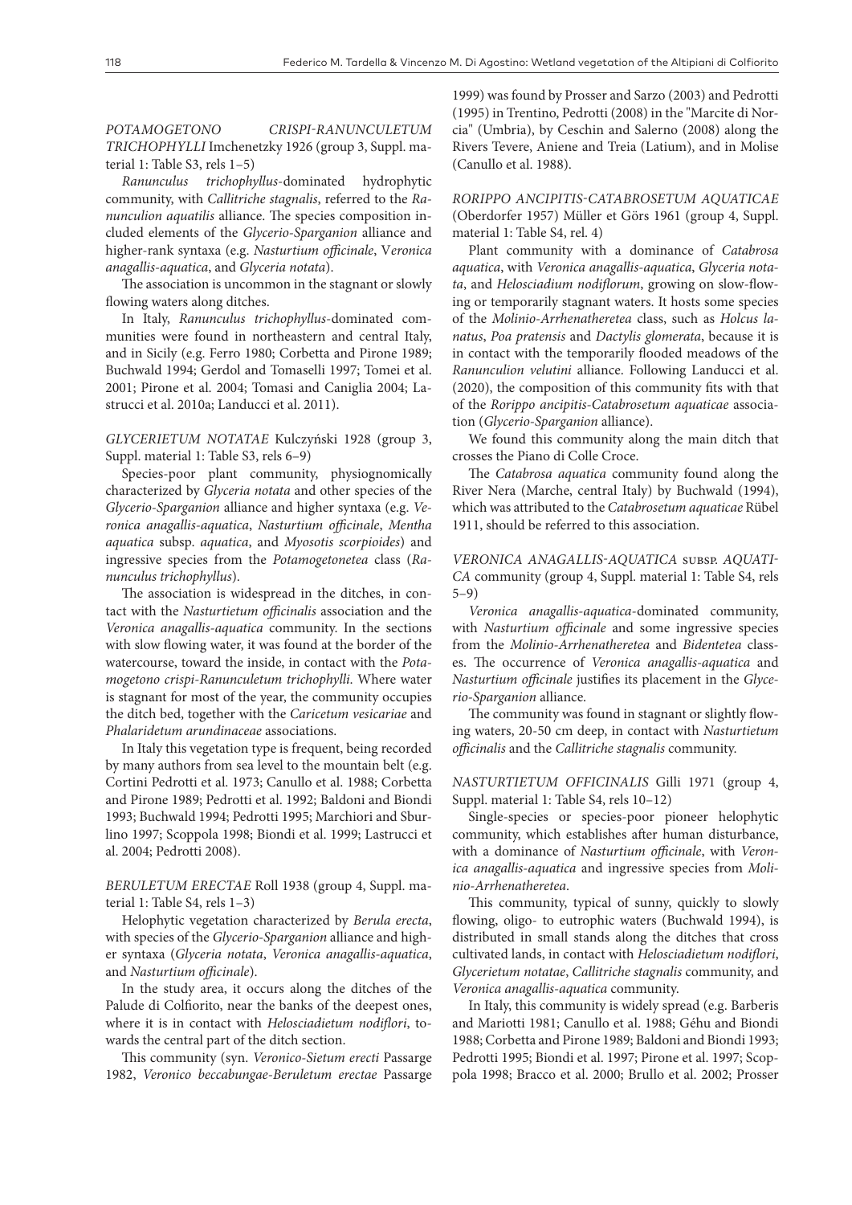*POTAMOGETONO CRISPI-RANUNCULETUM TRICHOPHYLLI* Imchenetzky 1926 (group 3, Suppl. material 1: Table S3, rels 1–5)

*Ranunculus trichophyllus*-dominated hydrophytic community, with *Callitriche stagnalis*, referred to the *Ranunculion aquatilis* alliance. The species composition included elements of the *Glycerio-Sparganion* alliance and higher-rank syntaxa (e.g. *Nasturtium officinale*, *Veronica anagallis-aquatica*, and *Glyceria notata*).

The association is uncommon in the stagnant or slowly flowing waters along ditches.

In Italy, *Ranunculus trichophyllus*-dominated communities were found in northeastern and central Italy, and in Sicily (e.g. Ferro 1980; Corbetta and Pirone 1989; Buchwald 1994; Gerdol and Tomaselli 1997; Tomei et al. 2001; Pirone et al. 2004; Tomasi and Caniglia 2004; Lastrucci et al. 2010a; Landucci et al. 2011).

*GLYCERIETUM NOTATAE* Kulczyński 1928 (group 3, Suppl. material 1: Table S3, rels 6–9)

Species-poor plant community, physiognomically characterized by *Glyceria notata* and other species of the *Glycerio-Sparganion* alliance and higher syntaxa (e.g. *Veronica anagallis-aquatica*, *Nasturtium officinale*, *Mentha aquatica* subsp. *aquatica*, and *Myosotis scorpioides*) and ingressive species from the *Potamogetonetea* class (*Ranunculus trichophyllus*).

The association is widespread in the ditches, in contact with the *Nasturtietum officinalis* association and the *Veronica anagallis-aquatica* community. In the sections with slow flowing water, it was found at the border of the watercourse, toward the inside, in contact with the *Potamogetono crispi-Ranunculetum trichophylli.* Where water is stagnant for most of the year, the community occupies the ditch bed, together with the *Caricetum vesicariae* and *Phalaridetum arundinaceae* associations.

In Italy this vegetation type is frequent, being recorded by many authors from sea level to the mountain belt (e.g. Cortini Pedrotti et al. 1973; Canullo et al. 1988; Corbetta and Pirone 1989; Pedrotti et al. 1992; Baldoni and Biondi 1993; Buchwald 1994; Pedrotti 1995; Marchiori and Sburlino 1997; Scoppola 1998; Biondi et al. 1999; Lastrucci et al. 2004; Pedrotti 2008).

*BERULETUM ERECTAE* Roll 1938 (group 4, Suppl. material 1: Table S4, rels 1–3)

Helophytic vegetation characterized by *Berula erecta*, with species of the *Glycerio-Sparganion* alliance and higher syntaxa (*Glyceria notata*, *Veronica anagallis-aquatica*, and *Nasturtium officinale*).

In the study area, it occurs along the ditches of the Palude di Colfiorito, near the banks of the deepest ones, where it is in contact with *Helosciadietum nodiflori*, towards the central part of the ditch section.

This community (syn. *Veronico-Sietum erecti* Passarge 1982, *Veronico beccabungae-Beruletum erectae* Passarge 1999) was found by Prosser and Sarzo (2003) and Pedrotti (1995) in Trentino, Pedrotti (2008) in the "Marcite di Norcia" (Umbria), by Ceschin and Salerno (2008) along the Rivers Tevere, Aniene and Treia (Latium), and in Molise (Canullo et al. 1988).

*RORIPPO ANCIPITIS-CATABROSETUM AQUATICAE* (Oberdorfer 1957) Müller et Görs 1961 (group 4, Suppl. material 1: Table S4, rel. 4)

Plant community with a dominance of *Catabrosa aquatica*, with *Veronica anagallis-aquatica*, *Glyceria notata*, and *Helosciadium nodiflorum*, growing on slow-flowing or temporarily stagnant waters. It hosts some species of the *Molinio-Arrhenatheretea* class, such as *Holcus lanatus*, *Poa pratensis* and *Dactylis glomerata*, because it is in contact with the temporarily flooded meadows of the *Ranunculion velutini* alliance. Following Landucci et al. (2020), the composition of this community fits with that of the *Rorippo ancipitis-Catabrosetum aquaticae* association (*Glycerio-Sparganion* alliance).

We found this community along the main ditch that crosses the Piano di Colle Croce.

The *Catabrosa aquatica* community found along the River Nera (Marche, central Italy) by Buchwald (1994), which was attributed to the *Catabrosetum aquaticae* Rübel 1911, should be referred to this association.

*VERONICA ANAGALLIS-AQUATICA* subsp. *AQUATICA* community (group 4, Suppl. material 1: Table S4, rels 5–9)

*Veronica anagallis-aquatica*-dominated community, with *Nasturtium officinale* and some ingressive species from the *Molinio-Arrhenatheretea* and *Bidentetea* classes. The occurrence of *Veronica anagallis-aquatica* and *Nasturtium officinale* justifies its placement in the *Glycerio-Sparganion* alliance.

The community was found in stagnant or slightly flowing waters, 20-50 cm deep, in contact with *Nasturtietum officinalis* and the *Callitriche stagnalis* community.

*NASTURTIETUM OFFICINALIS* Gilli 1971 (group 4, Suppl. material 1: Table S4, rels 10–12)

Single-species or species-poor pioneer helophytic community, which establishes after human disturbance, with a dominance of *Nasturtium officinale*, with *Veronica anagallis-aquatica* and ingressive species from *Molinio-Arrhenatheretea*.

This community, typical of sunny, quickly to slowly flowing, oligo- to eutrophic waters (Buchwald 1994), is distributed in small stands along the ditches that cross cultivated lands, in contact with *Helosciadietum nodiflori*, *Glycerietum notatae*, *Callitriche stagnalis* community, and *Veronica anagallis-aquatica* community.

In Italy, this community is widely spread (e.g. Barberis and Mariotti 1981; Canullo et al. 1988; Géhu and Biondi 1988; Corbetta and Pirone 1989; Baldoni and Biondi 1993; Pedrotti 1995; Biondi et al. 1997; Pirone et al. 1997; Scoppola 1998; Bracco et al. 2000; Brullo et al. 2002; Prosser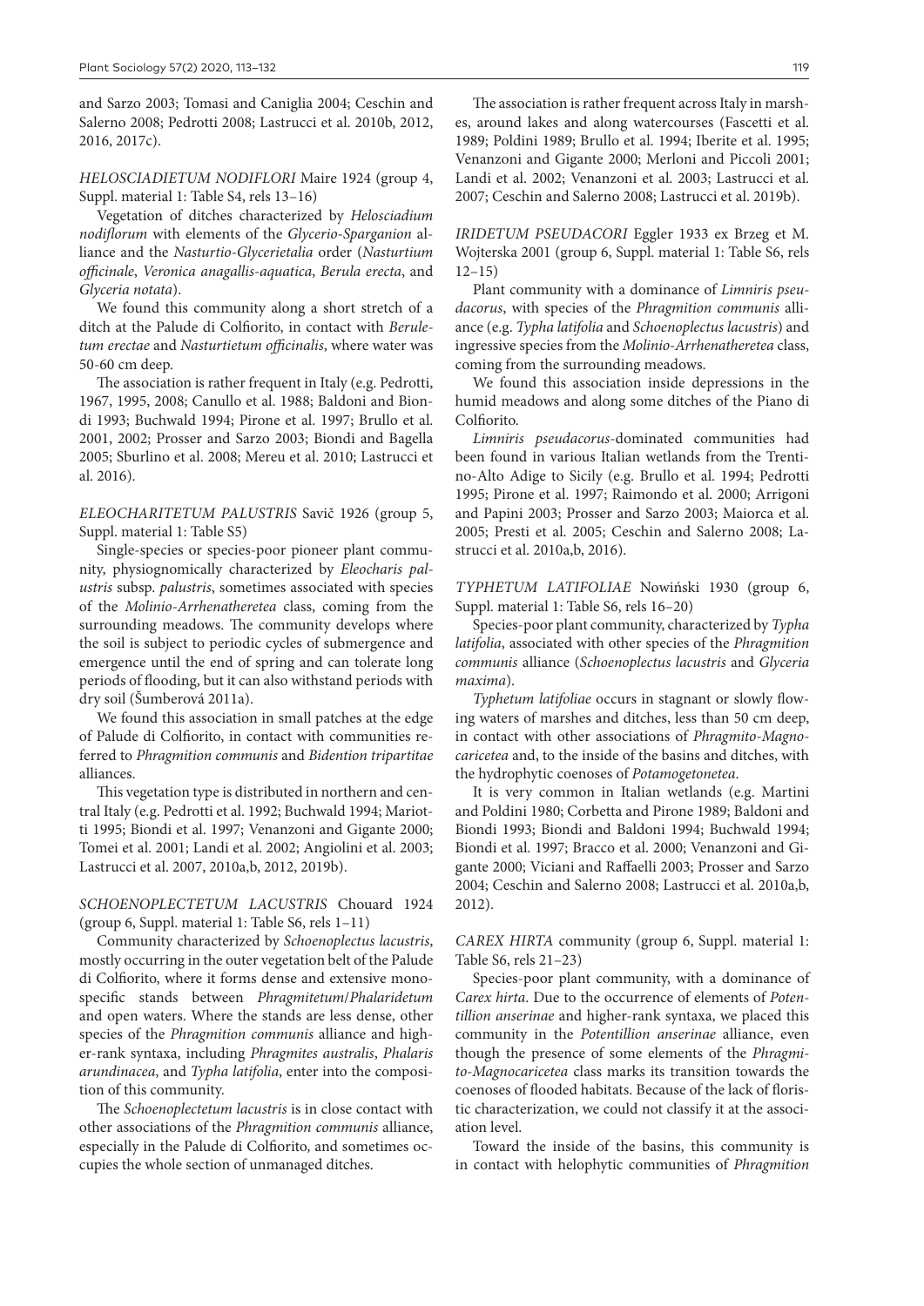and Sarzo 2003; Tomasi and Caniglia 2004; Ceschin and Salerno 2008; Pedrotti 2008; Lastrucci et al. 2010b, 2012, 2016, 2017c).

*HELOSCIADIETUM NODIFLORI* Maire 1924 (group 4, Suppl. material 1: Table S4, rels 13–16)

Vegetation of ditches characterized by *Helosciadium nodiflorum* with elements of the *Glycerio-Sparganion* alliance and the *Nasturtio-Glycerietalia* order (*Nasturtium officinale*, *Veronica anagallis-aquatica*, *Berula erecta*, and *Glyceria notata*).

We found this community along a short stretch of a ditch at the Palude di Colfiorito, in contact with *Beruletum erectae* and *Nasturtietum officinalis*, where water was 50-60 cm deep.

The association is rather frequent in Italy (e.g. Pedrotti, 1967, 1995, 2008; Canullo et al. 1988; Baldoni and Biondi 1993; Buchwald 1994; Pirone et al. 1997; Brullo et al. 2001, 2002; Prosser and Sarzo 2003; Biondi and Bagella 2005; Sburlino et al. 2008; Mereu et al. 2010; Lastrucci et al. 2016).

*ELEOCHARITETUM PALUSTRIS* Savič 1926 (group 5, Suppl. material 1: Table S5)

Single-species or species-poor pioneer plant community, physiognomically characterized by *Eleocharis palustris* subsp. *palustris*, sometimes associated with species of the *Molinio-Arrhenatheretea* class, coming from the surrounding meadows. The community develops where the soil is subject to periodic cycles of submergence and emergence until the end of spring and can tolerate long periods of flooding, but it can also withstand periods with dry soil (Šumberová 2011a).

We found this association in small patches at the edge of Palude di Colfiorito, in contact with communities referred to *Phragmition communis* and *Bidention tripartitae* alliances.

This vegetation type is distributed in northern and central Italy (e.g. Pedrotti et al. 1992; Buchwald 1994; Mariotti 1995; Biondi et al. 1997; Venanzoni and Gigante 2000; Tomei et al. 2001; Landi et al. 2002; Angiolini et al. 2003; Lastrucci et al. 2007, 2010a,b, 2012, 2019b).

*SCHOENOPLECTETUM LACUSTRIS* Chouard 1924 (group 6, Suppl. material 1: Table S6, rels 1–11)

Community characterized by *Schoenoplectus lacustris*, mostly occurring in the outer vegetation belt of the Palude di Colfiorito, where it forms dense and extensive monospecific stands between *Phragmitetum*/*Phalaridetum* and open waters. Where the stands are less dense, other species of the *Phragmition communis* alliance and higher-rank syntaxa, including *Phragmites australis*, *Phalaris arundinacea*, and *Typha latifolia*, enter into the composition of this community.

The *Schoenoplectetum lacustris* is in close contact with other associations of the *Phragmition communis* alliance, especially in the Palude di Colfiorito, and sometimes occupies the whole section of unmanaged ditches.

The association is rather frequent across Italy in marshes, around lakes and along watercourses (Fascetti et al. 1989; Poldini 1989; Brullo et al. 1994; Iberite et al. 1995; Venanzoni and Gigante 2000; Merloni and Piccoli 2001; Landi et al. 2002; Venanzoni et al. 2003; Lastrucci et al. 2007; Ceschin and Salerno 2008; Lastrucci et al. 2019b).

*IRIDETUM PSEUDACORI* Eggler 1933 ex Brzeg et M. Wojterska 2001 (group 6, Suppl. material 1: Table S6, rels 12–15)

Plant community with a dominance of *Limniris pseudacorus*, with species of the *Phragmition communis* alliance (e.g. *Typha latifolia* and *Schoenoplectus lacustris*) and ingressive species from the *Molinio-Arrhenatheretea* class, coming from the surrounding meadows.

We found this association inside depressions in the humid meadows and along some ditches of the Piano di Colfiorito.

*Limniris pseudacorus*-dominated communities had been found in various Italian wetlands from the Trentino-Alto Adige to Sicily (e.g. Brullo et al. 1994; Pedrotti 1995; Pirone et al. 1997; Raimondo et al. 2000; Arrigoni and Papini 2003; Prosser and Sarzo 2003; Maiorca et al. 2005; Presti et al. 2005; Ceschin and Salerno 2008; Lastrucci et al. 2010a,b, 2016).

*TYPHETUM LATIFOLIAE* Nowiński 1930 (group 6, Suppl. material 1: Table S6, rels 16–20)

Species-poor plant community, characterized by *Typha latifolia*, associated with other species of the *Phragmition communis* alliance (*Schoenoplectus lacustris* and *Glyceria maxima*).

*Typhetum latifoliae* occurs in stagnant or slowly flowing waters of marshes and ditches, less than 50 cm deep, in contact with other associations of *Phragmito-Magnocaricetea* and, to the inside of the basins and ditches, with the hydrophytic coenoses of *Potamogetonetea*.

It is very common in Italian wetlands (e.g. Martini and Poldini 1980; Corbetta and Pirone 1989; Baldoni and Biondi 1993; Biondi and Baldoni 1994; Buchwald 1994; Biondi et al. 1997; Bracco et al. 2000; Venanzoni and Gigante 2000; Viciani and Raffaelli 2003; Prosser and Sarzo 2004; Ceschin and Salerno 2008; Lastrucci et al. 2010a,b, 2012).

*CAREX HIRTA* community (group 6, Suppl. material 1: Table S6, rels 21–23)

Species-poor plant community, with a dominance of *Carex hirta*. Due to the occurrence of elements of *Potentillion anserinae* and higher-rank syntaxa, we placed this community in the *Potentillion anserinae* alliance, even though the presence of some elements of the *Phragmito-Magnocaricetea* class marks its transition towards the coenoses of flooded habitats. Because of the lack of floristic characterization, we could not classify it at the association level.

Toward the inside of the basins, this community is in contact with helophytic communities of *Phragmition*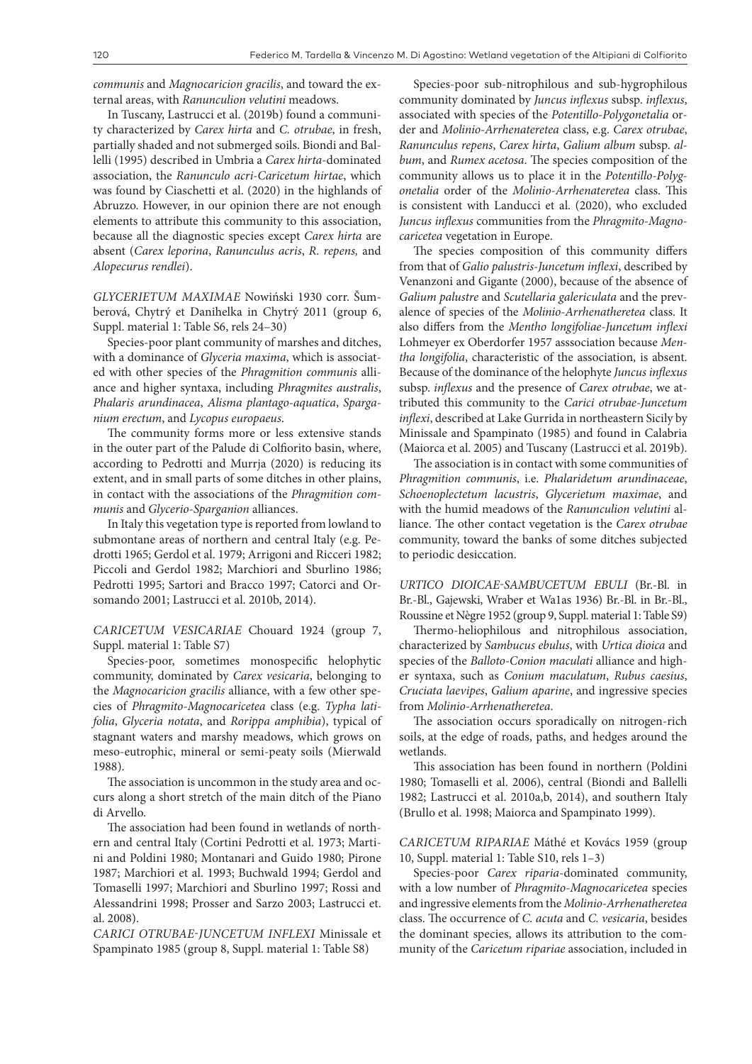*communis* and *Magnocaricion gracilis*, and toward the external areas, with *Ranunculion velutini* meadows.

In Tuscany, Lastrucci et al. (2019b) found a community characterized by *Carex hirta* and *C. otrubae*, in fresh, partially shaded and not submerged soils. Biondi and Ballelli (1995) described in Umbria a *Carex hirta*-dominated association, the *Ranunculo acri-Caricetum hirtae*, which was found by Ciaschetti et al. (2020) in the highlands of Abruzzo. However, in our opinion there are not enough elements to attribute this community to this association, because all the diagnostic species except *Carex hirta* are absent (*Carex leporina*, *Ranunculus acris*, *R. repens,* and *Alopecurus rendlei*).

*GLYCERIETUM MAXIMAE* Nowiński 1930 corr. Šumberová, Chytrý et Danihelka in Chytrý 2011 (group 6, Suppl. material 1: Table S6, rels 24–30)

Species-poor plant community of marshes and ditches, with a dominance of *Glyceria maxima*, which is associated with other species of the *Phragmition communis* alliance and higher syntaxa, including *Phragmites australis*, *Phalaris arundinacea*, *Alisma plantago-aquatica*, *Sparganium erectum*, and *Lycopus europaeus*.

The community forms more or less extensive stands in the outer part of the Palude di Colfiorito basin, where, according to Pedrotti and Murrja (2020) is reducing its extent, and in small parts of some ditches in other plains, in contact with the associations of the *Phragmition communis* and *Glycerio-Sparganion* alliances.

In Italy this vegetation type is reported from lowland to submontane areas of northern and central Italy (e.g. Pedrotti 1965; Gerdol et al. 1979; Arrigoni and Ricceri 1982; Piccoli and Gerdol 1982; Marchiori and Sburlino 1986; Pedrotti 1995; Sartori and Bracco 1997; Catorci and Orsomando 2001; Lastrucci et al. 2010b, 2014).

*CARICETUM VESICARIAE* Chouard 1924 (group 7, Suppl. material 1: Table S7)

Species-poor, sometimes monospecific helophytic community, dominated by *Carex vesicaria*, belonging to the *Magnocaricion gracilis* alliance, with a few other species of *Phragmito-Magnocaricetea* class (e.g. *Typha latifolia*, *Glyceria notata*, and *Rorippa amphibia*), typical of stagnant waters and marshy meadows, which grows on meso-eutrophic, mineral or semi-peaty soils (Mierwald 1988).

The association is uncommon in the study area and occurs along a short stretch of the main ditch of the Piano di Arvello.

The association had been found in wetlands of northern and central Italy (Cortini Pedrotti et al. 1973; Martini and Poldini 1980; Montanari and Guido 1980; Pirone 1987; Marchiori et al. 1993; Buchwald 1994; Gerdol and Tomaselli 1997; Marchiori and Sburlino 1997; Rossi and Alessandrini 1998; Prosser and Sarzo 2003; Lastrucci et. al. 2008).

*CARICI OTRUBAE-JUNCETUM INFLEXI* Minissale et Spampinato 1985 (group 8, Suppl. material 1: Table S8)

Species-poor sub-nitrophilous and sub-hygrophilous community dominated by *Juncus inflexus* subsp. *inflexus*, associated with species of the *Potentillo-Polygonetalia* order and *Molinio-Arrhenateretea* class, e.g. *Carex otrubae*, *Ranunculus repens*, *Carex hirta*, *Galium album* subsp. *album*, and *Rumex acetosa*. The species composition of the community allows us to place it in the *Potentillo-Polygonetalia* order of the *Molinio-Arrhenateretea* class. This is consistent with Landucci et al. (2020), who excluded *Juncus inflexus* communities from the *Phragmito-Magnocaricetea* vegetation in Europe.

The species composition of this community differs from that of *Galio palustris-Juncetum inflexi*, described by Venanzoni and Gigante (2000), because of the absence of *Galium palustre* and *Scutellaria galericulata* and the prevalence of species of the *Molinio-Arrhenatheretea* class. It also differs from the *Mentho longifoliae-Juncetum inflexi* Lohmeyer ex Oberdorfer 1957 asssociation because *Mentha longifolia*, characteristic of the association, is absent. Because of the dominance of the helophyte *Juncus inflexus* subsp. *inflexus* and the presence of *Carex otrubae*, we attributed this community to the *Carici otrubae-Juncetum inflexi*, described at Lake Gurrida in northeastern Sicily by Minissale and Spampinato (1985) and found in Calabria (Maiorca et al. 2005) and Tuscany (Lastrucci et al. 2019b).

The association is in contact with some communities of *Phragmition communis*, i.e. *Phalaridetum arundinaceae*, *Schoenoplectetum lacustris*, *Glycerietum maximae*, and with the humid meadows of the *Ranunculion velutini* alliance. The other contact vegetation is the *Carex otrubae* community, toward the banks of some ditches subjected to periodic desiccation.

*URTICO DIOICAE-SAMBUCETUM EBULI* (Br.-Bl. in Br.-Bl., Gajewski, Wraber et Wa1as 1936) Br.-Bl. in Br.-Bl., Roussine et Nègre 1952 (group 9, Suppl. material 1: Table S9)

Thermo-heliophilous and nitrophilous association, characterized by *Sambucus ebulus*, with *Urtica dioica* and species of the *Balloto-Conion maculati* alliance and higher syntaxa, such as *Conium maculatum*, *Rubus caesius*, *Cruciata laevipes*, *Galium aparine*, and ingressive species from *Molinio-Arrhenatheretea*.

The association occurs sporadically on nitrogen-rich soils, at the edge of roads, paths, and hedges around the wetlands.

This association has been found in northern (Poldini 1980; Tomaselli et al. 2006), central (Biondi and Ballelli 1982; Lastrucci et al. 2010a,b, 2014), and southern Italy (Brullo et al. 1998; Maiorca and Spampinato 1999).

*CARICETUM RIPARIAE* Máthé et Kovács 1959 (group 10, Suppl. material 1: Table S10, rels 1–3)

Species-poor *Carex riparia*-dominated community, with a low number of *Phragmito-Magnocaricetea* species and ingressive elements from the *Molinio-Arrhenatheretea* class. The occurrence of *C. acuta* and *C. vesicaria*, besides the dominant species, allows its attribution to the community of the *Caricetum ripariae* association, included in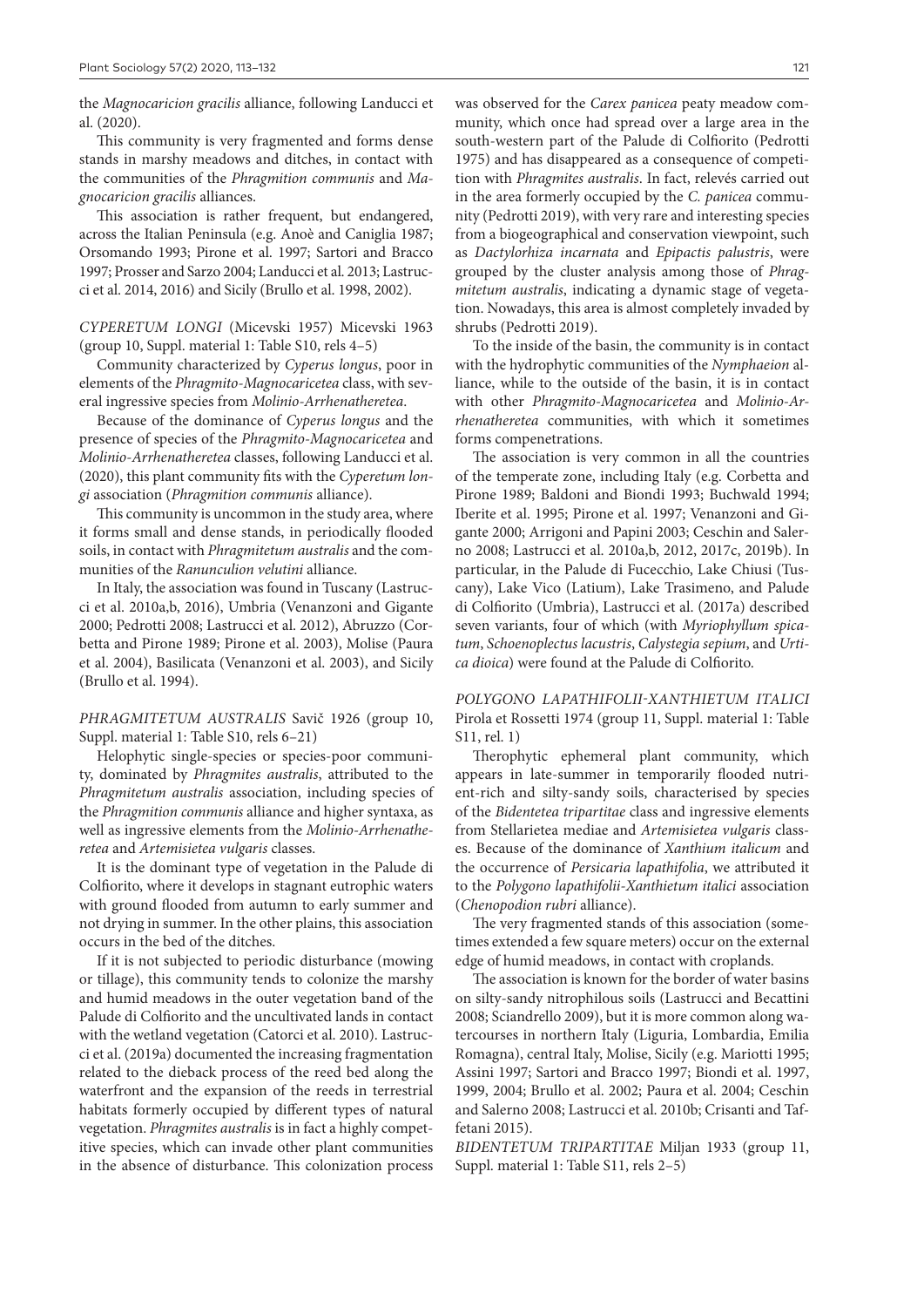the *Magnocaricion gracilis* alliance, following Landucci et al. (2020).

This community is very fragmented and forms dense stands in marshy meadows and ditches, in contact with the communities of the *Phragmition communis* and *Magnocaricion gracilis* alliances.

This association is rather frequent, but endangered, across the Italian Peninsula (e.g. Anoè and Caniglia 1987; Orsomando 1993; Pirone et al. 1997; Sartori and Bracco 1997; Prosser and Sarzo 2004; Landucci et al. 2013; Lastrucci et al. 2014, 2016) and Sicily (Brullo et al. 1998, 2002).

*CYPERETUM LONGI* (Micevski 1957) Micevski 1963 (group 10, Suppl. material 1: Table S10, rels 4–5)

Community characterized by *Cyperus longus*, poor in elements of the *Phragmito-Magnocaricetea* class, with several ingressive species from *Molinio-Arrhenatheretea*.

Because of the dominance of *Cyperus longus* and the presence of species of the *Phragmito-Magnocaricetea* and *Molinio-Arrhenatheretea* classes, following Landucci et al. (2020), this plant community fits with the *Cyperetum longi* association (*Phragmition communis* alliance).

This community is uncommon in the study area, where it forms small and dense stands, in periodically flooded soils, in contact with *Phragmitetum australis* and the communities of the *Ranunculion velutini* alliance.

In Italy, the association was found in Tuscany (Lastrucci et al. 2010a,b, 2016), Umbria (Venanzoni and Gigante 2000; Pedrotti 2008; Lastrucci et al. 2012), Abruzzo (Corbetta and Pirone 1989; Pirone et al. 2003), Molise (Paura et al. 2004), Basilicata (Venanzoni et al. 2003), and Sicily (Brullo et al. 1994).

*PHRAGMITETUM AUSTRALIS* Savič 1926 (group 10, Suppl. material 1: Table S10, rels 6–21)

Helophytic single-species or species-poor community, dominated by *Phragmites australis*, attributed to the *Phragmitetum australis* association, including species of the *Phragmition communis* alliance and higher syntaxa, as well as ingressive elements from the *Molinio-Arrhenatheretea* and *Artemisietea vulgaris* classes.

It is the dominant type of vegetation in the Palude di Colfiorito, where it develops in stagnant eutrophic waters with ground flooded from autumn to early summer and not drying in summer. In the other plains, this association occurs in the bed of the ditches.

If it is not subjected to periodic disturbance (mowing or tillage), this community tends to colonize the marshy and humid meadows in the outer vegetation band of the Palude di Colfiorito and the uncultivated lands in contact with the wetland vegetation (Catorci et al. 2010). Lastrucci et al. (2019a) documented the increasing fragmentation related to the dieback process of the reed bed along the waterfront and the expansion of the reeds in terrestrial habitats formerly occupied by different types of natural vegetation. *Phragmites australis* is in fact a highly competitive species, which can invade other plant communities in the absence of disturbance. This colonization process was observed for the *Carex panicea* peaty meadow community, which once had spread over a large area in the south-western part of the Palude di Colfiorito (Pedrotti 1975) and has disappeared as a consequence of competition with *Phragmites australis*. In fact, relevés carried out in the area formerly occupied by the *C. panicea* community (Pedrotti 2019), with very rare and interesting species from a biogeographical and conservation viewpoint, such as *Dactylorhiza incarnata* and *Epipactis palustris*, were grouped by the cluster analysis among those of *Phragmitetum australis*, indicating a dynamic stage of vegetation. Nowadays, this area is almost completely invaded by shrubs (Pedrotti 2019).

To the inside of the basin, the community is in contact with the hydrophytic communities of the *Nymphaeion* alliance, while to the outside of the basin, it is in contact with other *Phragmito-Magnocaricetea* and *Molinio-Arrhenatheretea* communities, with which it sometimes forms compenetrations.

The association is very common in all the countries of the temperate zone, including Italy (e.g. Corbetta and Pirone 1989; Baldoni and Biondi 1993; Buchwald 1994; Iberite et al. 1995; Pirone et al. 1997; Venanzoni and Gigante 2000; Arrigoni and Papini 2003; Ceschin and Salerno 2008; Lastrucci et al. 2010a,b, 2012, 2017c, 2019b). In particular, in the Palude di Fucecchio, Lake Chiusi (Tuscany), Lake Vico (Latium), Lake Trasimeno, and Palude di Colfiorito (Umbria), Lastrucci et al. (2017a) described seven variants, four of which (with *Myriophyllum spicatum*, *Schoenoplectus lacustris*, *Calystegia sepium*, and *Urtica dioica*) were found at the Palude di Colfiorito.

*POLYGONO LAPATHIFOLII-XANTHIETUM ITALICI* Pirola et Rossetti 1974 (group 11, Suppl. material 1: Table S11, rel. 1)

Therophytic ephemeral plant community, which appears in late-summer in temporarily flooded nutrient-rich and silty-sandy soils, characterised by species of the *Bidentetea tripartitae* class and ingressive elements from Stellarietea mediae and *Artemisietea vulgaris* classes. Because of the dominance of *Xanthium italicum* and the occurrence of *Persicaria lapathifolia*, we attributed it to the *Polygono lapathifolii-Xanthietum italici* association (*Chenopodion rubri* alliance).

The very fragmented stands of this association (sometimes extended a few square meters) occur on the external edge of humid meadows, in contact with croplands.

The association is known for the border of water basins on silty-sandy nitrophilous soils (Lastrucci and Becattini 2008; Sciandrello 2009), but it is more common along watercourses in northern Italy (Liguria, Lombardia, Emilia Romagna), central Italy, Molise, Sicily (e.g. Mariotti 1995; Assini 1997; Sartori and Bracco 1997; Biondi et al. 1997, 1999, 2004; Brullo et al. 2002; Paura et al. 2004; Ceschin and Salerno 2008; Lastrucci et al. 2010b; Crisanti and Taffetani 2015).

*BIDENTETUM TRIPARTITAE* Miljan 1933 (group 11, Suppl. material 1: Table S11, rels 2–5)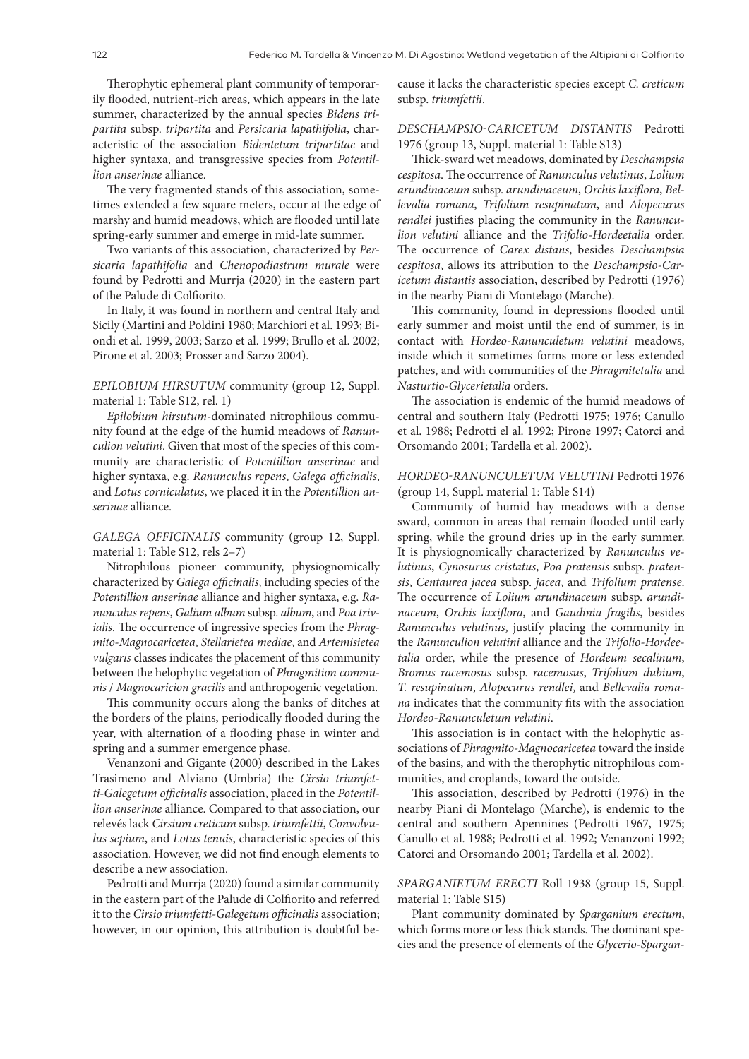Therophytic ephemeral plant community of temporarily flooded, nutrient-rich areas, which appears in the late summer, characterized by the annual species *Bidens tripartita* subsp. *tripartita* and *Persicaria lapathifolia*, characteristic of the association *Bidentetum tripartitae* and higher syntaxa, and transgressive species from *Potentillion anserinae* alliance.

The very fragmented stands of this association, sometimes extended a few square meters, occur at the edge of marshy and humid meadows, which are flooded until late spring-early summer and emerge in mid-late summer.

Two variants of this association, characterized by *Persicaria lapathifolia* and *Chenopodiastrum murale* were found by Pedrotti and Murrja (2020) in the eastern part of the Palude di Colfiorito.

In Italy, it was found in northern and central Italy and Sicily (Martini and Poldini 1980; Marchiori et al. 1993; Biondi et al. 1999, 2003; Sarzo et al. 1999; Brullo et al. 2002; Pirone et al. 2003; Prosser and Sarzo 2004).

*EPILOBIUM HIRSUTUM* community (group 12, Suppl. material 1: Table S12, rel. 1)

*Epilobium hirsutum*-dominated nitrophilous community found at the edge of the humid meadows of *Ranunculion velutini*. Given that most of the species of this community are characteristic of *Potentillion anserinae* and higher syntaxa, e.g. *Ranunculus repens*, *Galega officinalis*, and *Lotus corniculatus*, we placed it in the *Potentillion anserinae* alliance.

*GALEGA OFFICINALIS* community (group 12, Suppl. material 1: Table S12, rels 2–7)

Nitrophilous pioneer community, physiognomically characterized by *Galega officinalis*, including species of the *Potentillion anserinae* alliance and higher syntaxa, e.g. *Ranunculus repens*, *Galium album* subsp. *album*, and *Poa trivialis*. The occurrence of ingressive species from the *Phragmito-Magnocaricetea*, *Stellarietea mediae*, and *Artemisietea vulgaris* classes indicates the placement of this community between the helophytic vegetation of *Phragmition communis* / *Magnocaricion gracilis* and anthropogenic vegetation.

This community occurs along the banks of ditches at the borders of the plains, periodically flooded during the year, with alternation of a flooding phase in winter and spring and a summer emergence phase.

Venanzoni and Gigante (2000) described in the Lakes Trasimeno and Alviano (Umbria) the *Cirsio triumfetti-Galegetum officinalis* association, placed in the *Potentillion anserinae* alliance. Compared to that association, our relevés lack *Cirsium creticum* subsp. *triumfettii*, *Convolvulus sepium*, and *Lotus tenuis*, characteristic species of this association. However, we did not find enough elements to describe a new association.

Pedrotti and Murrja (2020) found a similar community in the eastern part of the Palude di Colfiorito and referred it to the *Cirsio triumfetti-Galegetum officinalis* association; however, in our opinion, this attribution is doubtful because it lacks the characteristic species except *C. creticum* subsp. *triumfettii*.

*DESCHAMPSIO-CARICETUM DISTANTIS* Pedrotti 1976 (group 13, Suppl. material 1: Table S13)

Thick-sward wet meadows, dominated by *Deschampsia cespitosa*. The occurrence of *Ranunculus velutinus*, *Lolium arundinaceum* subsp. *arundinaceum*, *Orchis laxiflora*, *Bellevalia romana*, *Trifolium resupinatum*, and *Alopecurus rendlei* justifies placing the community in the *Ranunculion velutini* alliance and the *Trifolio-Hordeetalia* order. The occurrence of *Carex distans*, besides *Deschampsia cespitosa*, allows its attribution to the *Deschampsio-Caricetum distantis* association, described by Pedrotti (1976) in the nearby Piani di Montelago (Marche).

This community, found in depressions flooded until early summer and moist until the end of summer, is in contact with *Hordeo-Ranunculetum velutini* meadows, inside which it sometimes forms more or less extended patches, and with communities of the *Phragmitetalia* and *Nasturtio-Glycerietalia* orders.

The association is endemic of the humid meadows of central and southern Italy (Pedrotti 1975; 1976; Canullo et al. 1988; Pedrotti el al. 1992; Pirone 1997; Catorci and Orsomando 2001; Tardella et al. 2002).

*HORDEO-RANUNCULETUM VELUTINI* Pedrotti 1976 (group 14, Suppl. material 1: Table S14)

Community of humid hay meadows with a dense sward, common in areas that remain flooded until early spring, while the ground dries up in the early summer. It is physiognomically characterized by *Ranunculus velutinus*, *Cynosurus cristatus*, *Poa pratensis* subsp. *pratensis*, *Centaurea jacea* subsp. *jacea*, and *Trifolium pratense*. The occurrence of *Lolium arundinaceum* subsp. *arundinaceum*, *Orchis laxiflora*, and *Gaudinia fragilis*, besides *Ranunculus velutinus*, justify placing the community in the *Ranunculion velutini* alliance and the *Trifolio-Hordeetalia* order, while the presence of *Hordeum secalinum*, *Bromus racemosus* subsp. *racemosus*, *Trifolium dubium*, *T. resupinatum*, *Alopecurus rendlei*, and *Bellevalia romana* indicates that the community fits with the association *Hordeo-Ranunculetum velutini*.

This association is in contact with the helophytic associations of *Phragmito-Magnocaricetea* toward the inside of the basins, and with the therophytic nitrophilous communities, and croplands, toward the outside.

This association, described by Pedrotti (1976) in the nearby Piani di Montelago (Marche), is endemic to the central and southern Apennines (Pedrotti 1967, 1975; Canullo et al. 1988; Pedrotti et al. 1992; Venanzoni 1992; Catorci and Orsomando 2001; Tardella et al. 2002).

*SPARGANIETUM ERECTI* Roll 1938 (group 15, Suppl. material 1: Table S15)

Plant community dominated by *Sparganium erectum*, which forms more or less thick stands. The dominant species and the presence of elements of the *Glycerio-Spargan-*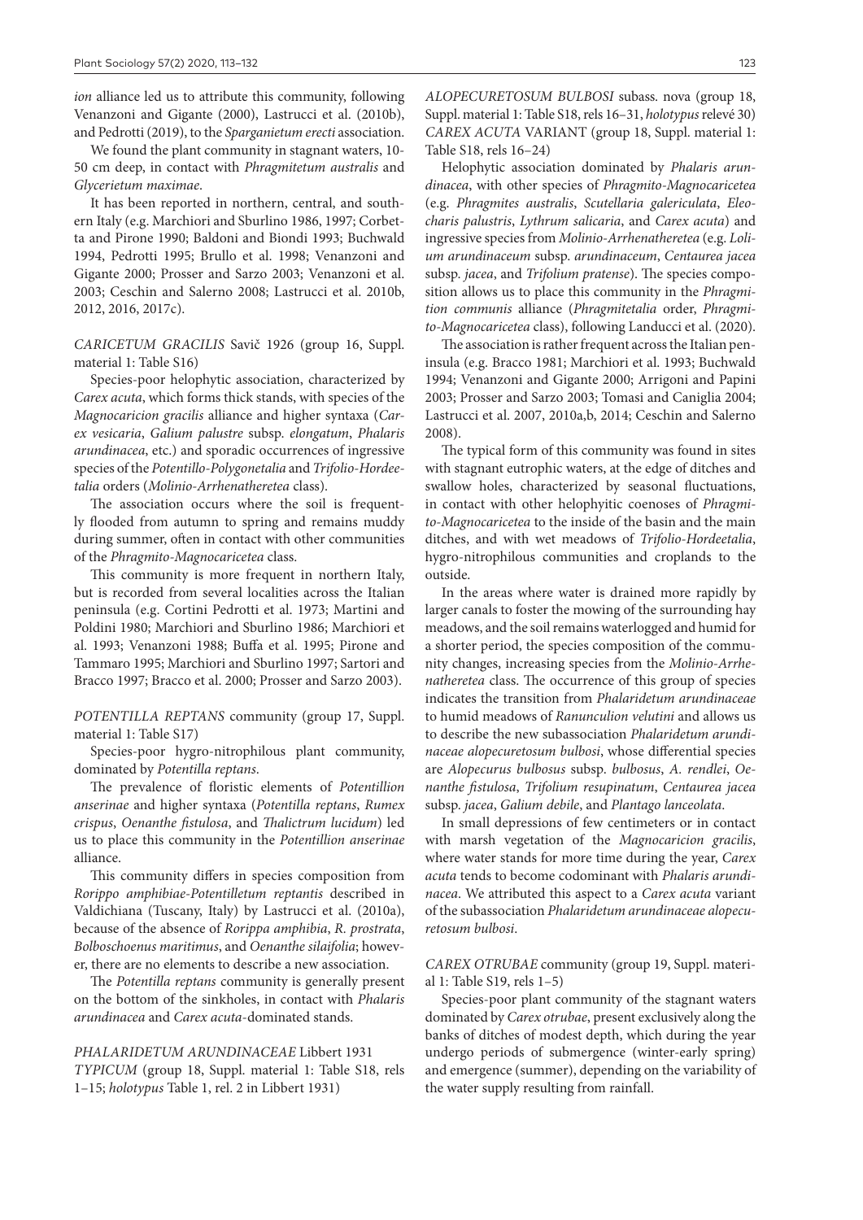*ion* alliance led us to attribute this community, following Venanzoni and Gigante (2000), Lastrucci et al. (2010b), and Pedrotti (2019), to the *Sparganietum erecti* association.

We found the plant community in stagnant waters, 10-50 cm deep, in contact with *Phragmitetum australis* and *Glycerietum maximae*.

It has been reported in northern, central, and southern Italy (e.g. Marchiori and Sburlino 1986, 1997; Corbetta and Pirone 1990; Baldoni and Biondi 1993; Buchwald 1994, Pedrotti 1995; Brullo et al. 1998; Venanzoni and Gigante 2000; Prosser and Sarzo 2003; Venanzoni et al. 2003; Ceschin and Salerno 2008; Lastrucci et al. 2010b, 2012, 2016, 2017c).

*CARICETUM GRACILIS* Savič 1926 (group 16, Suppl. material 1: Table S16)

Species-poor helophytic association, characterized by *Carex acuta*, which forms thick stands, with species of the *Magnocaricion gracilis* alliance and higher syntaxa (*Carex vesicaria*, *Galium palustre* subsp. *elongatum*, *Phalaris arundinacea*, etc.) and sporadic occurrences of ingressive species of the *Potentillo-Polygonetalia* and *Trifolio-Hordeetalia* orders (*Molinio-Arrhenatheretea* class).

The association occurs where the soil is frequently flooded from autumn to spring and remains muddy during summer, often in contact with other communities of the *Phragmito-Magnocaricetea* class.

This community is more frequent in northern Italy, but is recorded from several localities across the Italian peninsula (e.g. Cortini Pedrotti et al. 1973; Martini and Poldini 1980; Marchiori and Sburlino 1986; Marchiori et al. 1993; Venanzoni 1988; Buffa et al. 1995; Pirone and Tammaro 1995; Marchiori and Sburlino 1997; Sartori and Bracco 1997; Bracco et al. 2000; Prosser and Sarzo 2003).

*POTENTILLA REPTANS* community (group 17, Suppl. material 1: Table S17)

Species-poor hygro-nitrophilous plant community, dominated by *Potentilla reptans*.

The prevalence of floristic elements of *Potentillion anserinae* and higher syntaxa (*Potentilla reptans*, *Rumex crispus*, *Oenanthe fistulosa*, and *Thalictrum lucidum*) led us to place this community in the *Potentillion anserinae* alliance.

This community differs in species composition from *Rorippo amphibiae-Potentilletum reptantis* described in Valdichiana (Tuscany, Italy) by Lastrucci et al. (2010a), because of the absence of *Rorippa amphibia*, *R. prostrata*, *Bolboschoenus maritimus*, and *Oenanthe silaifolia*; however, there are no elements to describe a new association.

The *Potentilla reptans* community is generally present on the bottom of the sinkholes, in contact with *Phalaris arundinacea* and *Carex acuta*-dominated stands.

*PHALARIDETUM ARUNDINACEAE* Libbert 1931
*TYPICUM* (group 18, Suppl. material 1: Table S18, rels 1–15; *holotypus* Table 1, rel. 2 in Libbert 1931)

*ALOPECURETOSUM BULBOSI* subass. nova (group 18, Suppl. material 1: Table S18, rels 16–31, *holotypus* relevé 30)
*CAREX ACUTA* VARIANT (group 18, Suppl. material 1: Table S18, rels 16–24)

Helophytic association dominated by *Phalaris arundinacea*, with other species of *Phragmito-Magnocaricetea* (e.g. *Phragmites australis*, *Scutellaria galericulata*, *Eleocharis palustris*, *Lythrum salicaria*, and *Carex acuta*) and ingressive species from *Molinio-Arrhenatheretea* (e.g. *Lolium arundinaceum* subsp. *arundinaceum*, *Centaurea jacea* subsp. *jacea*, and *Trifolium pratense*). The species composition allows us to place this community in the *Phragmition communis* alliance (*Phragmitetalia* order, *Phragmito-Magnocaricetea* class), following Landucci et al. (2020).

The association is rather frequent across the Italian peninsula (e.g. Bracco 1981; Marchiori et al. 1993; Buchwald 1994; Venanzoni and Gigante 2000; Arrigoni and Papini 2003; Prosser and Sarzo 2003; Tomasi and Caniglia 2004; Lastrucci et al. 2007, 2010a,b, 2014; Ceschin and Salerno 2008).

The typical form of this community was found in sites with stagnant eutrophic waters, at the edge of ditches and swallow holes, characterized by seasonal fluctuations, in contact with other helophyitic coenoses of *Phragmito-Magnocaricetea* to the inside of the basin and the main ditches, and with wet meadows of *Trifolio-Hordeetalia*, hygro-nitrophilous communities and croplands to the outside.

In the areas where water is drained more rapidly by larger canals to foster the mowing of the surrounding hay meadows, and the soil remains waterlogged and humid for a shorter period, the species composition of the community changes, increasing species from the *Molinio-Arrhenatheretea* class. The occurrence of this group of species indicates the transition from *Phalaridetum arundinaceae* to humid meadows of *Ranunculion velutini* and allows us to describe the new subassociation *Phalaridetum arundinaceae alopecuretosum bulbosi*, whose differential species are *Alopecurus bulbosus* subsp. *bulbosus*, *A. rendlei*, *Oenanthe fistulosa*, *Trifolium resupinatum*, *Centaurea jacea* subsp. *jacea*, *Galium debile*, and *Plantago lanceolata*.

In small depressions of few centimeters or in contact with marsh vegetation of the *Magnocaricion gracilis*, where water stands for more time during the year, *Carex acuta* tends to become codominant with *Phalaris arundinacea*. We attributed this aspect to a *Carex acuta* variant of the subassociation *Phalaridetum arundinaceae alopecuretosum bulbosi*.

*CAREX OTRUBAE* community (group 19, Suppl. material 1: Table S19, rels 1–5)

Species-poor plant community of the stagnant waters dominated by *Carex otrubae*, present exclusively along the banks of ditches of modest depth, which during the year undergo periods of submergence (winter-early spring) and emergence (summer), depending on the variability of the water supply resulting from rainfall.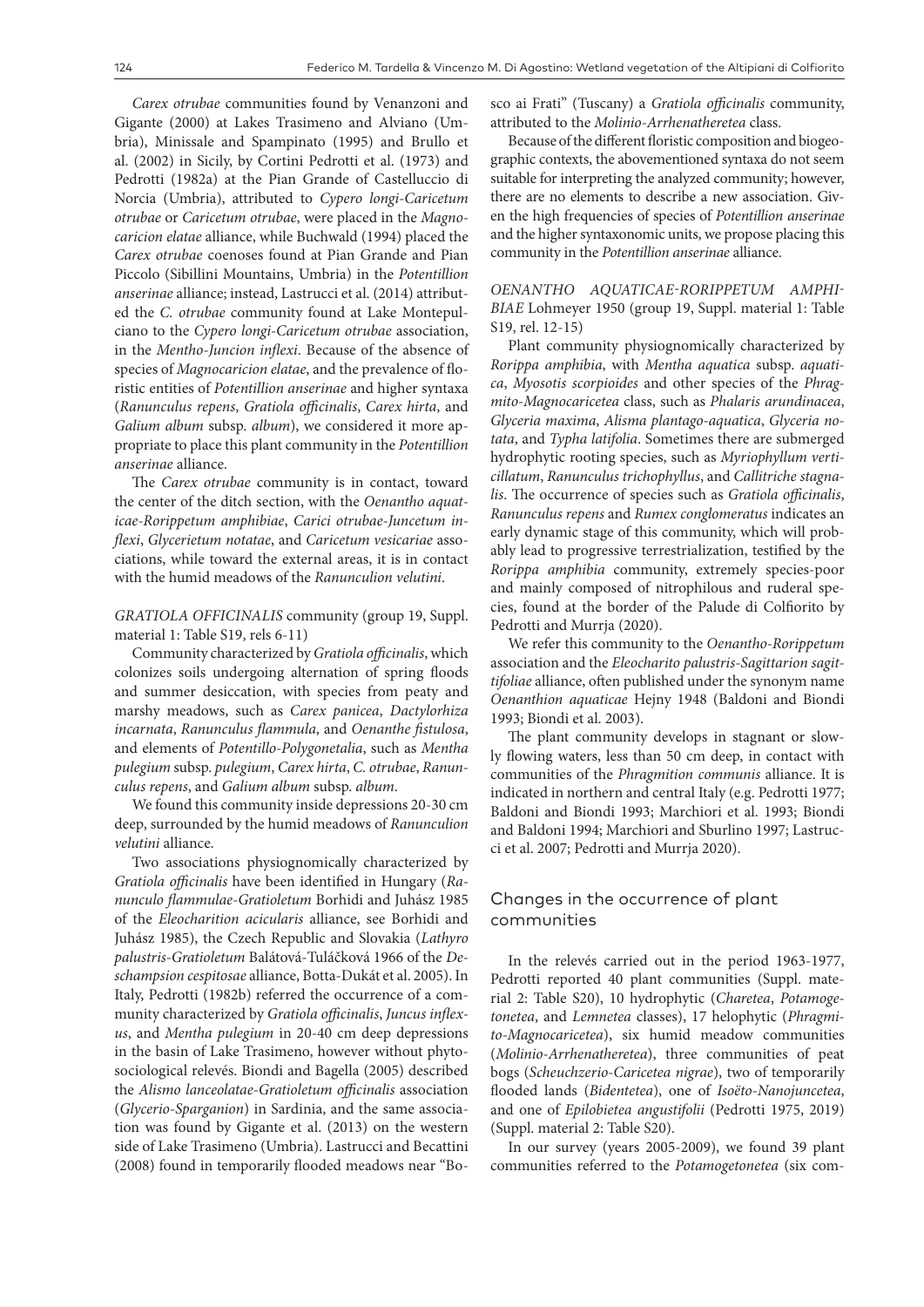*Carex otrubae* communities found by Venanzoni and Gigante (2000) at Lakes Trasimeno and Alviano (Umbria), Minissale and Spampinato (1995) and Brullo et al. (2002) in Sicily, by Cortini Pedrotti et al. (1973) and Pedrotti (1982a) at the Pian Grande of Castelluccio di Norcia (Umbria), attributed to *Cypero longi-Caricetum otrubae* or *Caricetum otrubae*, were placed in the *Magnocaricion elatae* alliance, while Buchwald (1994) placed the *Carex otrubae* coenoses found at Pian Grande and Pian Piccolo (Sibillini Mountains, Umbria) in the *Potentillion anserinae* alliance; instead, Lastrucci et al. (2014) attributed the *C. otrubae* community found at Lake Montepulciano to the *Cypero longi-Caricetum otrubae* association, in the *Mentho-Juncion inflexi*. Because of the absence of species of *Magnocaricion elatae*, and the prevalence of floristic entities of *Potentillion anserinae* and higher syntaxa (*Ranunculus repens*, *Gratiola officinalis*, *Carex hirta*, and *Galium album* subsp. *album*), we considered it more appropriate to place this plant community in the *Potentillion anserinae* alliance.

The *Carex otrubae* community is in contact, toward the center of the ditch section, with the *Oenantho aquaticae-Rorippetum amphibiae*, *Carici otrubae-Juncetum inflexi*, *Glycerietum notatae*, and *Caricetum vesicariae* associations, while toward the external areas, it is in contact with the humid meadows of the *Ranunculion velutini*.

*GRATIOLA OFFICINALIS* community (group 19, Suppl. material 1: Table S19, rels 6-11)

Community characterized by *Gratiola officinalis*, which colonizes soils undergoing alternation of spring floods and summer desiccation, with species from peaty and marshy meadows, such as *Carex panicea*, *Dactylorhiza incarnata*, *Ranunculus flammula*, and *Oenanthe fistulosa*, and elements of *Potentillo-Polygonetalia*, such as *Mentha pulegium* subsp. *pulegium*, *Carex hirta*, *C. otrubae*, *Ranunculus repens*, and *Galium album* subsp. *album*.

We found this community inside depressions 20-30 cm deep, surrounded by the humid meadows of *Ranunculion velutini* alliance.

Two associations physiognomically characterized by *Gratiola officinalis* have been identified in Hungary (*Ranunculo flammulae-Gratioletum* Borhidi and Juhász 1985 of the *Eleocharition acicularis* alliance, see Borhidi and Juhász 1985), the Czech Republic and Slovakia (*Lathyro palustris-Gratioletum* Balátová-Tuláčková 1966 of the *Deschampsion cespitosae* alliance, Botta-Dukát et al. 2005). In Italy, Pedrotti (1982b) referred the occurrence of a community characterized by *Gratiola officinalis*, *Juncus inflexus*, and *Mentha pulegium* in 20-40 cm deep depressions in the basin of Lake Trasimeno, however without phytosociological relevés. Biondi and Bagella (2005) described the *Alismo lanceolatae-Gratioletum officinalis* association (*Glycerio-Sparganion*) in Sardinia, and the same association was found by Gigante et al. (2013) on the western side of Lake Trasimeno (Umbria). Lastrucci and Becattini (2008) found in temporarily flooded meadows near "Bosco ai Frati" (Tuscany) a *Gratiola officinalis* community, attributed to the *Molinio-Arrhenatheretea* class.

Because of the different floristic composition and biogeographic contexts, the abovementioned syntaxa do not seem suitable for interpreting the analyzed community; however, there are no elements to describe a new association. Given the high frequencies of species of *Potentillion anserinae* and the higher syntaxonomic units, we propose placing this community in the *Potentillion anserinae* alliance.

*OENANTHO AQUATICAE-RORIPPETUM AMPHIBIAE* Lohmeyer 1950 (group 19, Suppl. material 1: Table S19, rels 12-15)

Plant community physiognomically characterized by *Rorippa amphibia*, with *Mentha aquatica* subsp. *aquatica*, *Myosotis scorpioides* and other species of the *Phragmito-Magnocaricetea* class, such as *Phalaris arundinacea*, *Glyceria maxima*, *Alisma plantago-aquatica*, *Glyceria notata*, and *Typha latifolia*. Sometimes there are submerged hydrophytic rooting species, such as *Myriophyllum verticillatum*, *Ranunculus trichophyllus*, and *Callitriche stagnalis*. The occurrence of species such as *Gratiola officinalis*, *Ranunculus repens* and *Rumex conglomeratus* indicates an early dynamic stage of this community, which will probably lead to progressive terrestrialization, testified by the *Rorippa amphibia* community, extremely species-poor and mainly composed of nitrophilous and ruderal species, found at the border of the Palude di Colfiorito by Pedrotti and Murrja (2020).

We refer this community to the *Oenantho-Rorippetum* association and the *Eleocharito palustris-Sagittarion sagittifoliae* alliance, often published under the synonym name *Oenanthion aquaticae* Hejny 1948 (Baldoni and Biondi 1993; Biondi et al. 2003).

The plant community develops in stagnant or slowly flowing waters, less than 50 cm deep, in contact with communities of the *Phragmition communis* alliance. It is indicated in northern and central Italy (e.g. Pedrotti 1977; Baldoni and Biondi 1993; Marchiori et al. 1993; Biondi and Baldoni 1994; Marchiori and Sburlino 1997; Lastrucci et al. 2007; Pedrotti and Murrja 2020).

## Changes in the occurrence of plant communities

In the relevés carried out in the period 1963-1977, Pedrotti reported 40 plant communities (Suppl. material 2: Table S20), 10 hydrophytic (*Charetea*, *Potamogetonetea*, and *Lemnetea* classes), 17 helophytic (*Phragmito-Magnocaricetea*), six humid meadow communities (*Molinio-Arrhenatheretea*), three communities of peat bogs (*Scheuchzerio-Caricetea nigrae*), two of temporarily flooded lands (*Bidentetea*), one of *Isoëto-Nanojuncetea*, and one of *Epilobietea angustifolii* (Pedrotti 1975, 2019) (Suppl. material 2: Table S20).

In our survey (years 2005-2009), we found 39 plant communities referred to the *Potamogetonetea* (six com-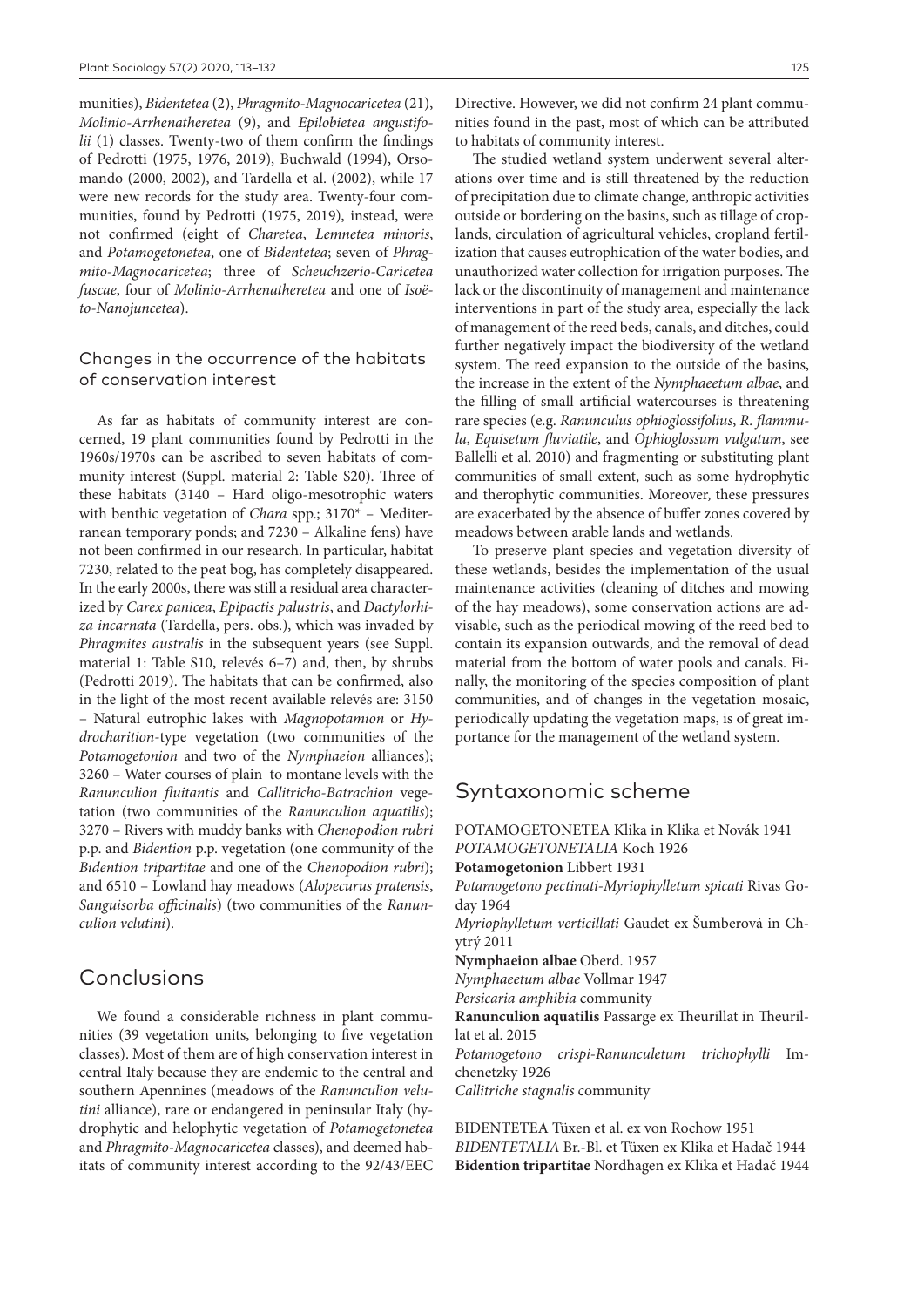munities), *Bidentetea* (2), *Phragmito-Magnocaricetea* (21), *Molinio-Arrhenatheretea* (9), and *Epilobietea angustifolii* (1) classes. Twenty-two of them confirm the findings of Pedrotti (1975, 1976, 2019), Buchwald (1994), Orsomando (2000, 2002), and Tardella et al. (2002), while 17 were new records for the study area. Twenty-four communities, found by Pedrotti (1975, 2019), instead, were not confirmed (eight of *Charetea*, *Lemnetea minoris*, and *Potamogetonetea*, one of *Bidentetea*; seven of *Phragmito-Magnocaricetea*; three of *Scheuchzerio-Caricetea fuscae*, four of *Molinio-Arrhenatheretea* and one of *Isoëto-Nanojuncetea*).

### Changes in the occurrence of the habitats of conservation interest

As far as habitats of community interest are concerned, 19 plant communities found by Pedrotti in the 1960s/1970s can be ascribed to seven habitats of community interest (Suppl. material 2: Table S20). Three of these habitats (3140 – Hard oligo-mesotrophic waters with benthic vegetation of *Chara* spp.; 3170* – Mediterranean temporary ponds; and 7230 – Alkaline fens) have not been confirmed in our research. In particular, habitat 7230, related to the peat bog, has completely disappeared. In the early 2000s, there was still a residual area characterized by *Carex panicea*, *Epipactis palustris*, and *Dactylorhiza incarnata* (Tardella, pers. obs.), which was invaded by *Phragmites australis* in the subsequent years (see Suppl. material 1: Table S10, relevés 6–7) and, then, by shrubs (Pedrotti 2019). The habitats that can be confirmed, also in the light of the most recent available relevés are: 3150 – Natural eutrophic lakes with *Magnopotamion* or *Hydrocharition*-type vegetation (two communities of the *Potamogetonion* and two of the *Nymphaeion* alliances); 3260 – Water courses of plain to montane levels with the *Ranunculion fluitantis* and *Callitricho-Batrachion* vegetation (two communities of the *Ranunculion aquatilis*); 3270 – Rivers with muddy banks with *Chenopodion rubri* p.p. and *Bidention* p.p. vegetation (one community of the *Bidention tripartitae* and one of the *Chenopodion rubri*); and 6510 – Lowland hay meadows (*Alopecurus pratensis*, *Sanguisorba officinalis*) (two communities of the *Ranunculion velutini*).

## Conclusions

We found a considerable richness in plant communities (39 vegetation units, belonging to five vegetation classes). Most of them are of high conservation interest in central Italy because they are endemic to the central and southern Apennines (meadows of the *Ranunculion velutini* alliance), rare or endangered in peninsular Italy (hydrophytic and helophytic vegetation of *Potamogetonetea* and *Phragmito-Magnocaricetea* classes), and deemed habitats of community interest according to the 92/43/EEC Directive. However, we did not confirm 24 plant communities found in the past, most of which can be attributed to habitats of community interest.

The studied wetland system underwent several alterations over time and is still threatened by the reduction of precipitation due to climate change, anthropic activities outside or bordering on the basins, such as tillage of croplands, circulation of agricultural vehicles, cropland fertilization that causes eutrophication of the water bodies, and unauthorized water collection for irrigation purposes. The lack or the discontinuity of management and maintenance interventions in part of the study area, especially the lack of management of the reed beds, canals, and ditches, could further negatively impact the biodiversity of the wetland system. The reed expansion to the outside of the basins, the increase in the extent of the *Nymphaeetum albae*, and the filling of small artificial watercourses is threatening rare species (e.g. *Ranunculus ophioglossifolius*, *R. flammula*, *Equisetum fluviatile*, and *Ophioglossum vulgatum*, see Ballelli et al. 2010) and fragmenting or substituting plant communities of small extent, such as some hydrophytic and therophytic communities. Moreover, these pressures are exacerbated by the absence of buffer zones covered by meadows between arable lands and wetlands.

To preserve plant species and vegetation diversity of these wetlands, besides the implementation of the usual maintenance activities (cleaning of ditches and mowing of the hay meadows), some conservation actions are advisable, such as the periodical mowing of the reed bed to contain its expansion outwards, and the removal of dead material from the bottom of water pools and canals. Finally, the monitoring of the species composition of plant communities, and of changes in the vegetation mosaic, periodically updating the vegetation maps, is of great importance for the management of the wetland system.

## Syntaxonomic scheme

POTAMOGETONETEA Klika in Klika et Novák 1941
*POTAMOGETONETALIA* Koch 1926
**Potamogetonion** Libbert 1931
*Potamogetono pectinati-Myriophylletum spicati* Rivas Goday 1964
*Myriophylletum verticillati* Gaudet ex Šumberová in Chytrý 2011
**Nymphaeion albae** Oberd. 1957
*Nymphaeetum albae* Vollmar 1947
*Persicaria amphibia* community
**Ranunculion aquatilis** Passarge ex Theurillat in Theurillat et al. 2015
*Potamogetono crispi-Ranunculetum trichophylli* Imchenetzky 1926
*Callitriche stagnalis* community

BIDENTETEA Tüxen et al. ex von Rochow 1951
*BIDENTETALIA* Br.-Bl. et Tüxen ex Klika et Hadač 1944
**Bidention tripartitae** Nordhagen ex Klika et Hadač 1944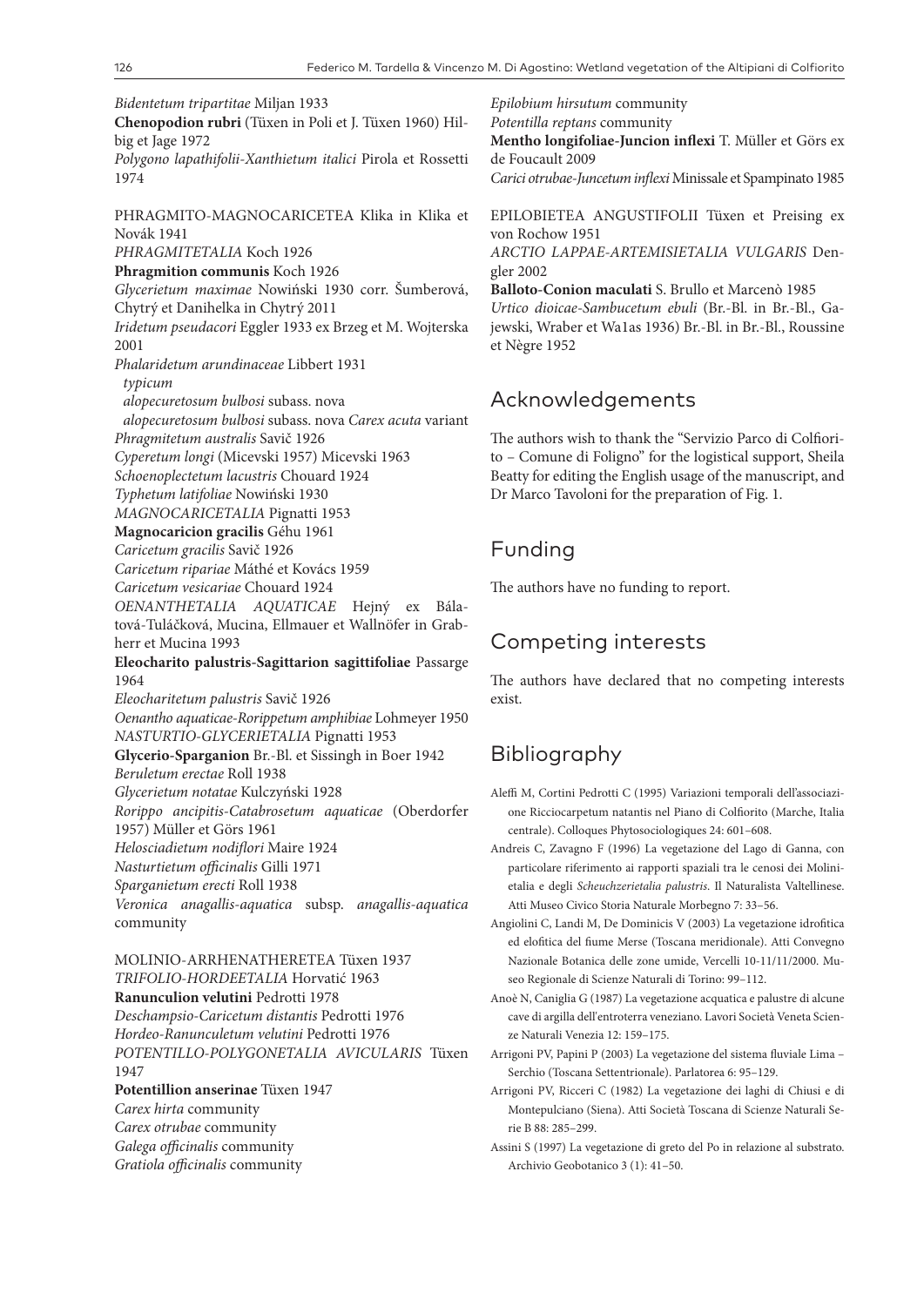*Bidentetum tripartitae* Miljan 1933
**Chenopodion rubri** (Tüxen in Poli et J. Tüxen 1960) Hilbig et Jage 1972
*Polygono lapathifolii-Xanthietum italici* Pirola et Rossetti 1974

PHRAGMITO-MAGNOCARICETEA Klika in Klika et Novák 1941
*PHRAGMITETALIA* Koch 1926
**Phragmition communis** Koch 1926
*Glycerietum maximae* Nowiński 1930 corr. Šumberová, Chytrý et Danihelka in Chytrý 2011
*Iridetum pseudacori* Eggler 1933 ex Brzeg et M. Wojterska 2001
*Phalaridetum arundinaceae* Libbert 1931
*typicum*
*alopecuretosum bulbosi* subass. nova
*alopecuretosum bulbosi* subass. nova *Carex acuta* variant
*Phragmitetum australis* Savič 1926
*Cyperetum longi* (Micevski 1957) Micevski 1963
*Schoenoplectetum lacustris* Chouard 1924
*Typhetum latifoliae* Nowiński 1930
*MAGNOCARICETALIA* Pignatti 1953
**Magnocaricion gracilis** Géhu 1961
*Caricetum gracilis* Savič 1926
*Caricetum ripariae* Máthé et Kovács 1959
*Caricetum vesicariae* Chouard 1924
*OENANTHETALIA AQUATICAE* Hejný ex Bálatová-Tuláčková, Mucina, Ellmauer et Wallnöfer in Grabherr et Mucina 1993
**Eleocharito palustris-Sagittarion sagittifoliae** Passarge 1964
*Eleocharitetum palustris* Savič 1926
*Oenantho aquaticae-Rorippetum amphibiae* Lohmeyer 1950
*NASTURTIO-GLYCERIETALIA* Pignatti 1953
**Glycerio-Sparganion** Br.-Bl. et Sissingh in Boer 1942
*Beruletum erectae* Roll 1938
*Glycerietum notatae* Kulczyński 1928
*Rorippo ancipitis-Catabrosetum aquaticae* (Oberdorfer 1957) Müller et Görs 1961
*Helosciadietum nodiflori* Maire 1924
*Nasturtietum officinalis* Gilli 1971
*Sparganietum erecti* Roll 1938
*Veronica anagallis-aquatica* subsp. *anagallis-aquatica* community

MOLINIO-ARRHENATHERETEA Tüxen 1937
*TRIFOLIO-HORDEETALIA* Horvatić 1963
**Ranunculion velutini** Pedrotti 1978
*Deschampsio-Caricetum distantis* Pedrotti 1976
*Hordeo-Ranunculetum velutini* Pedrotti 1976
*POTENTILLO-POLYGONETALIA AVICULARIS* Tüxen 1947
**Potentillion anserinae** Tüxen 1947
*Carex hirta* community
*Carex otrubae* community
*Galega officinalis* community
*Gratiola officinalis* community
*Epilobium hirsutum* community
*Potentilla reptans* community
**Mentho longifoliae-Juncion inflexi** T. Müller et Görs ex de Foucault 2009
*Carici otrubae-Juncetum inflexi* Minissale et Spampinato 1985

EPILOBIETEA ANGUSTIFOLII Tüxen et Preising ex von Rochow 1951
*ARCTIO LAPPAE-ARTEMISIETALIA VULGARIS* Dengler 2002
**Balloto-Conion maculati** S. Brullo et Marcenò 1985
*Urtico dioicae-Sambucetum ebuli* (Br.-Bl. in Br.-Bl., Gajewski, Wraber et Wa1as 1936) Br.-Bl. in Br.-Bl., Roussine et Nègre 1952

## Acknowledgements

The authors wish to thank the "Servizio Parco di Colfiorito – Comune di Foligno" for the logistical support, Sheila Beatty for editing the English usage of the manuscript, and Dr Marco Tavoloni for the preparation of Fig. 1.

## Funding

The authors have no funding to report.

## Competing interests

The authors have declared that no competing interests exist.

## Bibliography

Aleffi M, Cortini Pedrotti C (1995) Variazioni temporali dell'associazione Ricciocarpetum natantis nel Piano di Colfiorito (Marche, Italia centrale). Colloques Phytosociologiques 24: 601–608.

Andreis C, Zavagno F (1996) La vegetazione del Lago di Ganna, con particolare riferimento ai rapporti spaziali tra le cenosi dei Molinietalia e degli *Scheuchzerietalia palustris*. Il Naturalista Valtellinese. Atti Museo Civico Storia Naturale Morbegno 7: 33–56.

Angiolini C, Landi M, De Dominicis V (2003) La vegetazione idrofitica ed elofitica del fiume Merse (Toscana meridionale). Atti Convegno Nazionale Botanica delle zone umide, Vercelli 10-11/11/2000. Museo Regionale di Scienze Naturali di Torino: 99–112.

Anoè N, Caniglia G (1987) La vegetazione acquatica e palustre di alcune cave di argilla dell'entroterra veneziano. Lavori Società Veneta Scienze Naturali Venezia 12: 159–175.

Arrigoni PV, Papini P (2003) La vegetazione del sistema fluviale Lima – Serchio (Toscana Settentrionale). Parlatorea 6: 95–129.

Arrigoni PV, Ricceri C (1982) La vegetazione dei laghi di Chiusi e di Montepulciano (Siena). Atti Società Toscana di Scienze Naturali Serie B 88: 285–299.

Assini S (1997) La vegetazione di greto del Po in relazione al substrato. Archivio Geobotanico 3 (1): 41–50.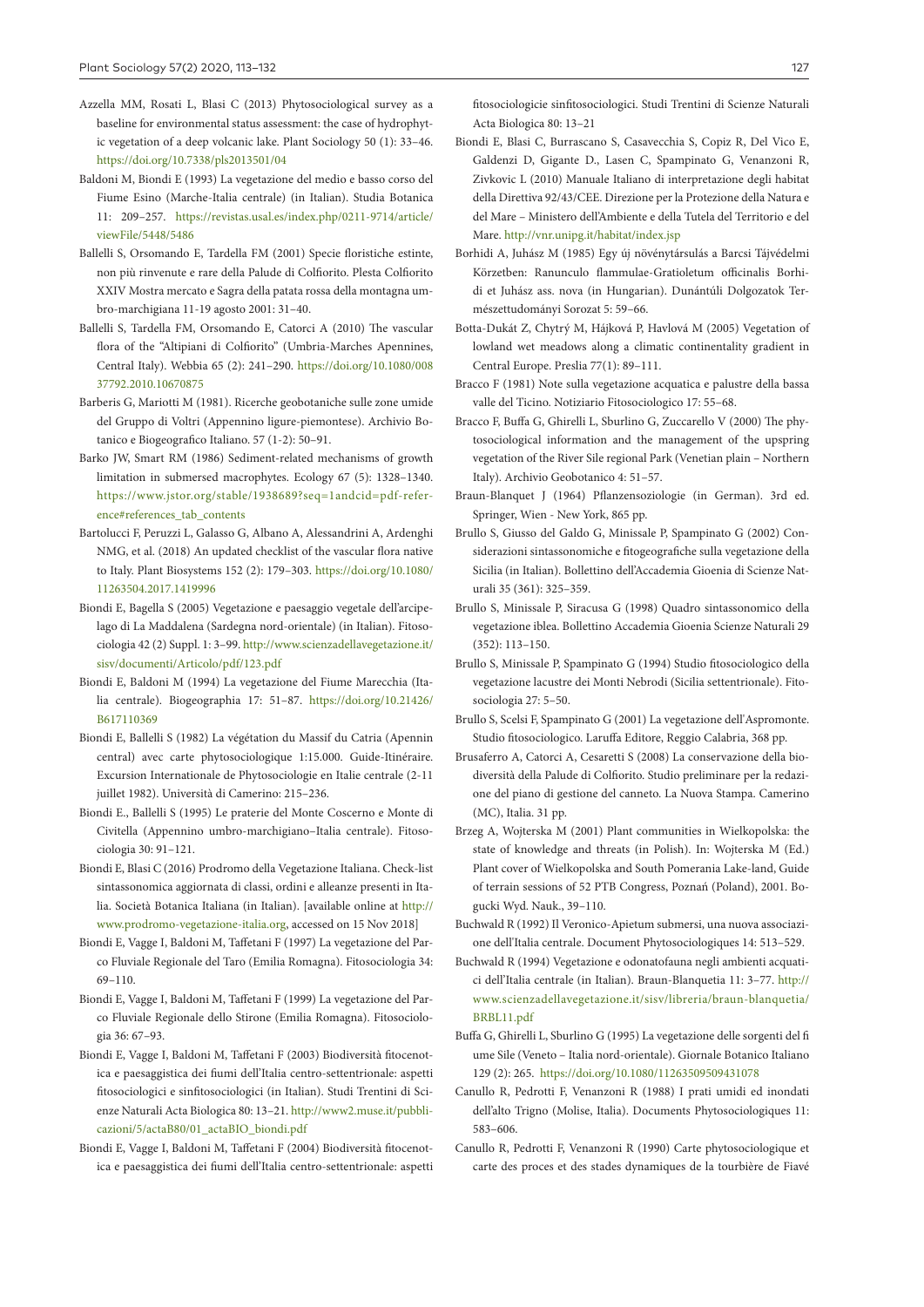Azzella MM, Rosati L, Blasi C (2013) Phytosociological survey as a baseline for environmental status assessment: the case of hydrophytic vegetation of a deep volcanic lake. Plant Sociology 50 (1): 33–46. https://doi.org/10.7338/pls2013501/04

Baldoni M, Biondi E (1993) La vegetazione del medio e basso corso del Fiume Esino (Marche-Italia centrale) (in Italian). Studia Botanica 11: 209–257. https://revistas.usal.es/index.php/0211-9714/article/viewFile/5448/5486

Ballelli S, Orsomando E, Tardella FM (2001) Specie floristiche estinte, non più rinvenute e rare della Palude di Colfiorito. Plesta Colfiorito XXIV Mostra mercato e Sagra della patata rossa della montagna umbro-marchigiana 11-19 agosto 2001: 31–40.

Ballelli S, Tardella FM, Orsomando E, Catorci A (2010) The vascular flora of the "Altipiani di Colfiorito" (Umbria-Marches Apennines, Central Italy). Webbia 65 (2): 241–290. https://doi.org/10.1080/00837792.2010.10670875

Barberis G, Mariotti M (1981). Ricerche geobotaniche sulle zone umide del Gruppo di Voltri (Appennino ligure-piemontese). Archivio Botanico e Biogeografico Italiano. 57 (1-2): 50–91.

Barko JW, Smart RM (1986) Sediment-related mechanisms of growth limitation in submersed macrophytes. Ecology 67 (5): 1328–1340. https://www.jstor.org/stable/1938689?seq=1andcid=pdf-reference#references_tab_contents

Bartolucci F, Peruzzi L, Galasso G, Albano A, Alessandrini A, Ardenghi NMG, et al. (2018) An updated checklist of the vascular flora native to Italy. Plant Biosystems 152 (2): 179–303. https://doi.org/10.1080/11263504.2017.1419996

Biondi E, Bagella S (2005) Vegetazione e paesaggio vegetale dell'arcipelago di La Maddalena (Sardegna nord-orientale) (in Italian). Fitosociologia 42 (2) Suppl. 1: 3–99. http://www.scienzadellavegetazione.it/sisv/documenti/Articolo/pdf/123.pdf

Biondi E, Baldoni M (1994) La vegetazione del Fiume Marecchia (Italia centrale). Biogeographia 17: 51–87. https://doi.org/10.21426/B617110369

Biondi E, Ballelli S (1982) La végétation du Massif du Catria (Apennin central) avec carte phytosociologique 1:15.000. Guide-Itinéraire. Excursion Internationale de Phytosociologie en Italie centrale (2-11 juillet 1982). Università di Camerino: 215–236.

Biondi E., Ballelli S (1995) Le praterie del Monte Cosceno e Monte di Civitella (Appennino umbro-marchigiano–Italia centrale). Fitosociologia 30: 91–121.

Biondi E, Blasi C (2016) Prodromo della Vegetazione Italiana. Check-list sintassonomica aggiornata di classi, ordini e alleanze presenti in Italia. Società Botanica Italiana (in Italian). [available online at http://www.prodromo-vegetazione-italia.org, accessed on 15 Nov 2018]

Biondi E, Vagge I, Baldoni M, Taffetani F (1997) La vegetazione del Parco Fluviale Regionale del Taro (Emilia Romagna). Fitosociologia 34: 69–110.

Biondi E, Vagge I, Baldoni M, Taffetani F (1999) La vegetazione del Parco Fluviale Regionale dello Stirone (Emilia Romagna). Fitosociologia 36: 67–93.

Biondi E, Vagge I, Baldoni M, Taffetani F (2003) Biodiversità fitocenotica e paesaggistica dei fiumi dell'Italia centro-settentrionale: aspetti fitosociologici e sinfitosociologici (in Italian). Studi Trentini di Scienze Naturali Acta Biologica 80: 13–21. http://www2.muse.it/pubblicazioni/5/actaB80/01_actaBIO_biondi.pdf

Biondi E, Vagge I, Baldoni M, Taffetani F (2004) Biodiversità fitocenotica e paesaggistica dei fiumi dell'Italia centro-settentrionale: aspetti fitosociologicie sinfitosociologici. Studi Trentini di Scienze Naturali Acta Biologica 80: 13–21

Biondi E, Blasi C, Burrascano S, Casavecchia S, Copiz R, Del Vico E, Galdenzi D, Gigante D., Lasen C, Spampinato G, Venanzoni R, Zivkovic L (2010) Manuale Italiano di interpretazione degli habitat della Direttiva 92/43/CEE. Direzione per la Protezione della Natura e del Mare – Ministero dell'Ambiente e della Tutela del Territorio e del Mare. http://vnr.unipg.it/habitat/index.jsp

Borhidi A, Juhász M (1985) Egy új növénytársulás a Barcsi Tájvédelmi Körzetben: Ranunculo flammulae-Gratioletum officinalis Borhidi et Juhász ass. nova (in Hungarian). Dunántúli Dolgozatok Természettudományi Sorozat 5: 59–66.

Botta-Dukát Z, Chytrý M, Hájková P, Havlová M (2005) Vegetation of lowland wet meadows along a climatic continentality gradient in Central Europe. Preslia 77(1): 89–111.

Bracco F (1981) Note sulla vegetazione acquatica e palustre della bassa valle del Ticino. Notiziario Fitosociologico 17: 55–68.

Bracco F, Buffa G, Ghirelli L, Sburlino G, Zuccarello V (2000) The phytosociological information and the management of the upspring vegetation of the River Sile regional Park (Venetian plain – Northern Italy). Archivio Geobotanico 4: 51–57.

Braun-Blanquet J (1964) Pflanzensoziologie (in German). 3rd ed. Springer, Wien - New York, 865 pp.

Brullo S, Giusso del Galdo G, Minissale P, Spampinato G (2002) Considerazioni sintassonomiche e fitogeografiche sulla vegetazione della Sicilia (in Italian). Bollettino dell'Accademia Gioenia di Scienze Naturali 35 (361): 325–359.

Brullo S, Minissale P, Siracusa G (1998) Quadro sintassonomico della vegetazione iblea. Bollettino Accademia Gioenia Scienze Naturali 29 (352): 113–150.

Brullo S, Minissale P, Spampinato G (1994) Studio fitosociologico della vegetazione lacustre dei Monti Nebrodi (Sicilia settentrionale). Fitosociologia 27: 5–50.

Brullo S, Scelsi F, Spampinato G (2001) La vegetazione dell'Aspromonte. Studio fitosociologico. Laruffa Editore, Reggio Calabria, 368 pp.

Brusaferro A, Catorci A, Cesaretti S (2008) La conservazione della biodiversità della Palude di Colfiorito. Studio preliminare per la redazione del piano di gestione del canneto. La Nuova Stampa. Camerino (MC), Italia. 31 pp.

Brzeg A, Wojterska M (2001) Plant communities in Wielkopolska: the state of knowledge and threats (in Polish). In: Wojterska M (Ed.) Plant cover of Wielkopolska and South Pomerania Lake-land, Guide of terrain sessions of 52 PTB Congress, Poznań (Poland), 2001. Bogucki Wyd. Nauk., 39–110.

Buchwald R (1992) Il Veronico-Apietum submersi, una nuova associazione dell'Italia centrale. Document Phytosociologiques 14: 513–529.

Buchwald R (1994) Vegetazione e odonatofauna negli ambienti acquatici dell'Italia centrale (in Italian). Braun-Blanquetia 11: 3–77. http://www.scienzadellavegetazione.it/sisv/libreria/braun-blanquetia/BRBL11.pdf

Buffa G, Ghirelli L, Sburlino G (1995) La vegetazione delle sorgenti del fiume Sile (Veneto – Italia nord-orientale). Giornale Botanico Italiano 129 (2): 265. https://doi.org/10.1080/11263509509431078

Canullo R, Pedrotti F, Venanzoni R (1988) I prati umidi ed inondati dell'alto Trigno (Molise, Italia). Documents Phytosociologiques 11: 583–606.

Canullo R, Pedrotti F, Venanzoni R (1990) Carte phytosociologique et carte des proces et des stades dynamiques de la tourbière de Fiavé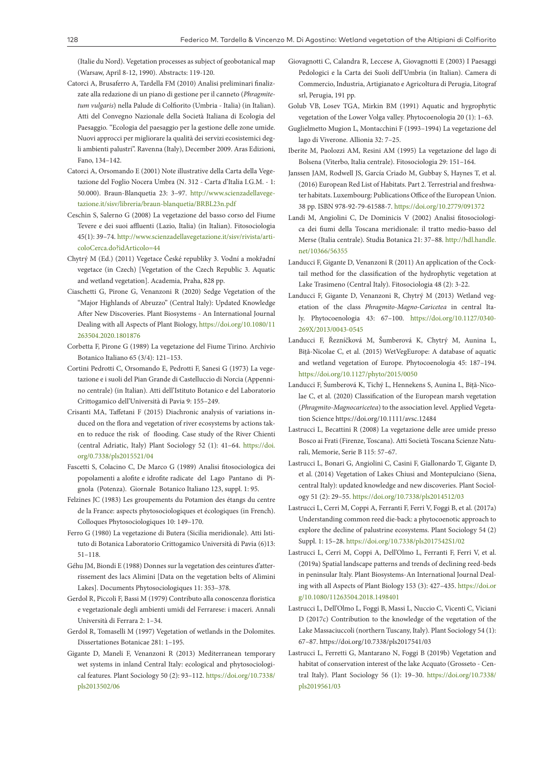(Italie du Nord). Vegetation processes as subject of geobotanical map (Warsaw, April 8-12, 1990). Abstracts: 119-120.

Catorci A, Brusaferro A, Tardella FM (2010) Analisi preliminari finalizzate alla redazione di un piano di gestione per il canneto (*Phragmitetum vulgaris*) nella Palude di Colfiorito (Umbria - Italia) (in Italian). Atti del Convegno Nazionale della Società Italiana di Ecologia del Paesaggio. "Ecologia del paesaggio per la gestione delle zone umide. Nuovi approcci per migliorare la qualità dei servizi ecosistemici degli ambienti palustri". Ravenna (Italy), December 2009. Aras Edizioni, Fano, 134–142.

Catorci A, Orsomando E (2001) Note illustrative della Carta della Vegetazione del Foglio Nocera Umbra (N. 312 - Carta d'Italia I.G.M. - 1: 50.000). Braun-Blanquetia 23: 3–97. http://www.scienzadellavegetazione.it/sisv/libreria/braun-blanquetia/BRBL23n.pdf

Ceschin S, Salerno G (2008) La vegetazione del basso corso del Fiume Tevere e dei suoi affluenti (Lazio, Italia) (in Italian). Fitosociologia 45(1): 39–74. http://www.scienzadellavegetazione.it/sisv/rivista/articoloCerca.do?idArticolo=44

Chytrý M (Ed.) (2011) Vegetace České republiky 3. Vodní a mokřadní vegetace (in Czech) [Vegetation of the Czech Republic 3. Aquatic and wetland vegetation]. Academia, Praha, 828 pp.

Ciaschetti G, Pirone G, Venanzoni R (2020) Sedge Vegetation of the "Major Highlands of Abruzzo" (Central Italy): Updated Knowledge After New Discoveries. Plant Biosystems - An International Journal Dealing with all Aspects of Plant Biology, https://doi.org/10.1080/11263504.2020.1801876

Corbetta F, Pirone G (1989) La vegetazione del Fiume Tirino. Archivio Botanico Italiano 65 (3/4): 121–153.

Cortini Pedrotti C, Orsomando E, Pedrotti F, Sanesi G (1973) La vegetazione e i suoli del Pian Grande di Castelluccio di Norcia (Appennino centrale) (in Italian). Atti dell'Istituto Botanico e del Laboratorio Crittogamico dell'Università di Pavia 9: 155–249.

Crisanti MA, Taffetani F (2015) Diachronic analysis of variations induced on the flora and vegetation of river ecosystems by actions taken to reduce the risk of flooding. Case study of the River Chienti (central Adriatic, Italy) Plant Sociology 52 (1): 41–64. https://doi.org/0.7338/pls2015521/04

Fascetti S, Colacino C, De Marco G (1989) Analisi fitosociologica dei popolamenti a alofite e idrofite radicate del Lago Pantano di Pignola (Potenza). Giornale Botanico Italiano 123, suppl. 1: 95.

Felzines JC (1983) Les groupements du Potamion des étangs du centre de la France: aspects phytosociologiques et écologiques (in French). Colloques Phytosociologiques 10: 149–170.

Ferro G (1980) La vegetazione di Butera (Sicilia meridionale). Atti Istituto di Botanica Laboratorio Crittogamico Università di Pavia (6)13: 51–118.

Géhu JM, Biondi E (1988) Donnes sur la vegetation des ceintures d'atterrissement des lacs Alimini [Data on the vegetation belts of Alimini Lakes]. Documents Phytosociologiques 11: 353–378.

Gerdol R, Piccoli F, Bassi M (1979) Contributo alla conoscenza floristica e vegetazionale degli ambienti umidi del Ferrarese: i maceri. Annali Università di Ferrara 2: 1–34.

Gerdol R, Tomaselli M (1997) Vegetation of wetlands in the Dolomites. Dissertationes Botanicae 281: 1–195.

Gigante D, Maneli F, Venanzoni R (2013) Mediterranean temporary wet systems in inland Central Italy: ecological and phytosociological features. Plant Sociology 50 (2): 93–112. https://doi.org/10.7338/pls2013502/06

Giovagnotti C, Calandra R, Leccese A, Giovagnotti E (2003) I Paesaggi Pedologici e la Carta dei Suoli dell'Umbria (in Italian). Camera di Commercio, Industria, Artigianato e Agricoltura di Perugia, Litograf srl, Perugia, 191 pp.

Golub VB, Losev TGA, Mirkin BM (1991) Aquatic and hygrophytic vegetation of the Lower Volga valley. Phytocoenologia 20 (1): 1–63.

Guglielmetto Mugion L, Montacchini F (1993–1994) La vegetazione del lago di Viverone. Allionia 32: 7–25.

Iberite M, Paolozzi AM, Resini AM (1995) La vegetazione del lago di Bolsena (Viterbo, Italia centrale). Fitosociologia 29: 151–164.

Janssen JAM, Rodwell JS, García Criado M, Gubbay S, Haynes T, et al. (2016) European Red List of Habitats. Part 2. Terrestrial and freshwater habitats. Luxembourg: Publications Office of the European Union. 38 pp. ISBN 978-92-79-61588-7. https://doi.org/10.2779/091372

Landi M, Angiolini C, De Dominicis V (2002) Analisi fitosociologica dei fiumi della Toscana meridionale: il tratto medio-basso del Merse (Italia centrale). Studia Botanica 21: 37–88. http://hdl.handle.net/10366/56355

Landucci F, Gigante D, Venanzoni R (2011) An application of the Cocktail method for the classification of the hydrophytic vegetation at Lake Trasimeno (Central Italy). Fitosociologia 48 (2): 3-22.

Landucci F, Gigante D, Venanzoni R, Chytrý M (2013) Wetland vegetation of the class *Phragmito-Magno-Caricetea* in central Italy. Phytocoenologia 43: 67–100. https://doi.org/10.1127/0340-269X/2013/0043-0545

Landucci F, Řezníčková M, Šumberová K, Chytrý M, Aunina L, Biţă-Nicolae C, et al. (2015) WetVegEurope: A database of aquatic and wetland vegetation of Europe. Phytocoenologia 45: 187–194. https://doi.org/10.1127/phyto/2015/0050

Landucci F, Šumberová K, Tichý L, Hennekens S, Aunina L, Biţă-Nicolae C, et al. (2020) Classification of the European marsh vegetation (*Phragmito-Magnocaricetea*) to the association level. Applied Vegetation Science https://doi.org/10.1111/avsc.12484

Lastrucci L, Becattini R (2008) La vegetazione delle aree umide presso Bosco ai Frati (Firenze, Toscana). Atti Società Toscana Scienze Naturali, Memorie, Serie B 115: 57–67.

Lastrucci L, Bonari G, Angiolini C, Casini F, Giallonardo T, Gigante D, et al. (2014) Vegetation of Lakes Chiusi and Montepulciano (Siena, central Italy): updated knowledge and new discoveries. Plant Sociology 51 (2): 29–55. https://doi.org/10.7338/pls2014512/03

Lastrucci L, Cerri M, Coppi A, Ferranti F, Ferri V, Foggi B, et al. (2017a) Understanding common reed die-back: a phytocoenotic approach to explore the decline of palustrine ecosystems. Plant Sociology 54 (2) Suppl. 1: 15–28. https://doi.org/10.7338/pls2017542S1/02

Lastrucci L, Cerri M, Coppi A, Dell'Olmo L, Ferranti F, Ferri V, et al. (2019a) Spatial landscape patterns and trends of declining reed-beds in peninsular Italy. Plant Biosystems-An International Journal Dealing with all Aspects of Plant Biology 153 (3): 427–435. https://doi.org/10.1080/11263504.2018.1498401

Lastrucci L, Dell'Olmo L, Foggi B, Massi L, Nuccio C, Vicenti C, Viciani D (2017c) Contribution to the knowledge of the vegetation of the Lake Massaciuccoli (northern Tuscany, Italy). Plant Sociology 54 (1): 67–87. https://doi.org/10.7338/pls2017541/03

Lastrucci L, Ferretti G, Mantarano N, Foggi B (2019b) Vegetation and habitat of conservation interest of the lake Acquato (Grosseto - Central Italy). Plant Sociology 56 (1): 19–30. https://doi.org/10.7338/pls2019561/03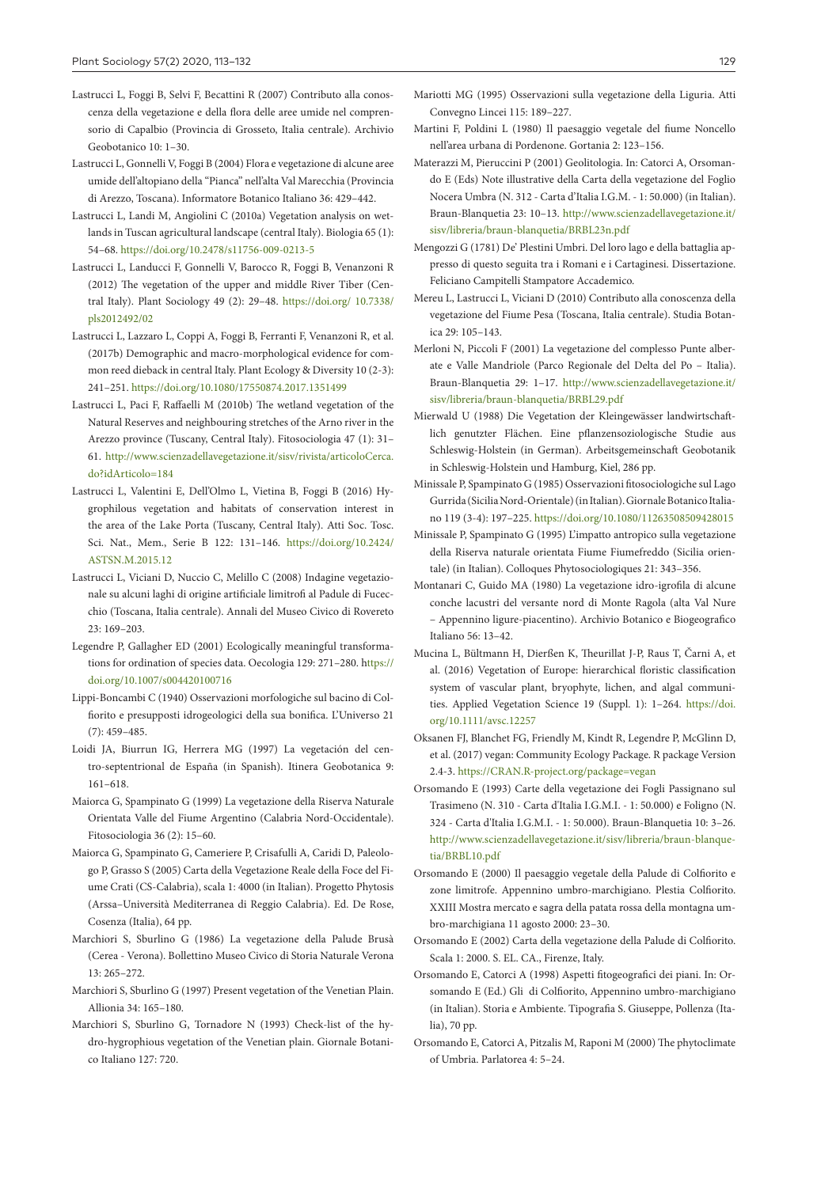Lastrucci L, Foggi B, Selvi F, Becattini R (2007) Contributo alla conoscenza della vegetazione e della flora delle aree umide nel comprensorio di Capalbio (Provincia di Grosseto, Italia centrale). Archivio Geobotanico 10: 1–30.

Lastrucci L, Gonnelli V, Foggi B (2004) Flora e vegetazione di alcune aree umide dell'altopiano della "Pianca" nell'alta Val Marecchia (Provincia di Arezzo, Toscana). Informatore Botanico Italiano 36: 429–442.

Lastrucci L, Landi M, Angiolini C (2010a) Vegetation analysis on wetlands in Tuscan agricultural landscape (central Italy). Biologia 65 (1): 54–68. https://doi.org/10.2478/s11756-009-0213-5

Lastrucci L, Landucci F, Gonnelli V, Barocco R, Foggi B, Venanzoni R (2012) The vegetation of the upper and middle River Tiber (Central Italy). Plant Sociology 49 (2): 29–48. https://doi.org/ 10.7338/pls2012492/02

Lastrucci L, Lazzaro L, Coppi A, Foggi B, Ferranti F, Venanzoni R, et al. (2017b) Demographic and macro-morphological evidence for common reed dieback in central Italy. Plant Ecology & Diversity 10 (2-3): 241–251. https://doi.org/10.1080/17550874.2017.1351499

Lastrucci L, Paci F, Raffaelli M (2010b) The wetland vegetation of the Natural Reserves and neighbouring stretches of the Arno river in the Arezzo province (Tuscany, Central Italy). Fitosociologia 47 (1): 31–61. http://www.scienzadellavegetazione.it/sisv/rivista/articoloCerca.do?idArticolo=184

Lastrucci L, Valentini E, Dell'Olmo L, Vietina B, Foggi B (2016) Hygrophilous vegetation and habitats of conservation interest in the area of the Lake Porta (Tuscany, Central Italy). Atti Soc. Tosc. Sci. Nat., Mem., Serie B 122: 131–146. https://doi.org/10.2424/ASTSN.M.2015.12

Lastrucci L, Viciani D, Nuccio C, Melillo C (2008) Indagine vegetazionale su alcuni laghi di origine artificiale limitrofi al Padule di Fucecchio (Toscana, Italia centrale). Annali del Museo Civico di Rovereto 23: 169–203.

Legendre P, Gallagher ED (2001) Ecologically meaningful transformations for ordination of species data. Oecologia 129: 271–280. https://doi.org/10.1007/s004420100716

Lippi-Boncambi C (1940) Osservazioni morfologiche sul bacino di Colfiorito e presupposti idrogeologici della sua bonifica. L'Universo 21 (7): 459–485.

Loidi JA, Biurrun IG, Herrera MG (1997) La vegetación del centro-septentrional de España (in Spanish). Itinera Geobotanica 9: 161–618.

Maiorca G, Spampinato G (1999) La vegetazione della Riserva Naturale Orientata Valle del Fiume Argentino (Calabria Nord-Occidentale). Fitosociologia 36 (2): 15–60.

Maiorca G, Spampinato G, Cameriere P, Crisafulli A, Caridi D, Paleologo P, Grasso S (2005) Carta della Vegetazione Reale della Foce del Fiume Crati (CS-Calabria), scala 1: 4000 (in Italian). Progetto Phytosis (Arssa–Università Mediterranea di Reggio Calabria). Ed. De Rose, Cosenza (Italia), 64 pp.

Marchiori S, Sburlino G (1986) La vegetazione della Palude Brusà (Cerea - Verona). Bollettino Museo Civico di Storia Naturale Verona 13: 265–272.

Marchiori S, Sburlino G (1997) Present vegetation of the Venetian Plain. Allionia 34: 165–180.

Marchiori S, Sburlino G, Tornadore N (1993) Check-list of the hydro-hygrophious vegetation of the Venetian plain. Giornale Botanico Italiano 127: 720.

Mariotti MG (1995) Osservazioni sulla vegetazione della Liguria. Atti Convegno Lincei 115: 189–227.

Martini F, Poldini L (1980) Il paesaggio vegetale del fiume Noncello nell'area urbana di Pordenone. Gortania 2: 123–156.

Materazzi M, Pieruccini P (2001) Geolitologia. In: Catorci A, Orsomando E (Eds) Note illustrative della Carta della vegetazione del Foglio Nocera Umbra (N. 312 - Carta d'Italia I.G.M. - 1: 50.000) (in Italian). Braun-Blanquetia 23: 10–13. http://www.scienzadellavegetazione.it/sisv/libreria/braun-blanquetia/BRBL23n.pdf

Mengozzi G (1781) De' Plestini Umbri. Del loro lago e della battaglia appresso di questo seguita tra i Romani e i Cartaginesi. Dissertazione. Feliciano Campitelli Stampatore Accademico.

Mereu L, Lastrucci L, Viciani D (2010) Contributo alla conoscenza della vegetazione del Fiume Pesa (Toscana, Italia centrale). Studia Botanica 29: 105–143.

Merloni N, Piccoli F (2001) La vegetazione del complesso Punte alberate e Valle Mandriole (Parco Regionale del Delta del Po – Italia). Braun-Blanquetia 29: 1–17. http://www.scienzadellavegetazione.it/sisv/libreria/braun-blanquetia/BRBL29.pdf

Mierwald U (1988) Die Vegetation der Kleingewässer landwirtschaftlich genutzter Flächen. Eine pflanzensoziologische Studie aus Schleswig-Holstein (in German). Arbeitsgemeinschaft Geobotanik in Schleswig-Holstein und Hamburg, Kiel, 286 pp.

Minissale P, Spampinato G (1985) Osservazioni fitosociologiche sul Lago Gurrida (Sicilia Nord-Orientale) (in Italian). Giornale Botanico Italiano 119 (3-4): 197–225. https://doi.org/10.1080/11263508509428015

Minissale P, Spampinato G (1995) L'impatto antropico sulla vegetazione della Riserva naturale orientata Fiume Fiumefreddo (Sicilia orientale) (in Italian). Colloques Phytosociologiques 21: 343–356.

Montanari C, Guido MA (1980) La vegetazione idro-igrofila di alcune conche lacustri del versante nord di Monte Ragola (alta Val Nure – Appennino ligure-piacentino). Archivio Botanico e Biogeografico Italiano 56: 13–42.

Mucina L, Bültmann H, Dierßen K, Theurillat J-P, Raus T, Čarni A, et al. (2016) Vegetation of Europe: hierarchical floristic classification system of vascular plant, bryophyte, lichen, and algal communities. Applied Vegetation Science 19 (Suppl. 1): 1–264. https://doi.org/10.1111/avsc.12257

Oksanen FJ, Blanchet FG, Friendly M, Kindt R, Legendre P, McGlinn D, et al. (2017) vegan: Community Ecology Package. R package Version 2.4-3. https://CRAN.R-project.org/package=vegan

Orsomando E (1993) Carte della vegetazione dei Fogli Passignano sul Trasimeno (N. 310 - Carta d'Italia I.G.M.I. - 1: 50.000) e Foligno (N. 324 - Carta d'Italia I.G.M.I. - 1: 50.000). Braun-Blanquetia 10: 3–26. http://www.scienzadellavegetazione.it/sisv/libreria/braun-blanquetia/BRBL10.pdf

Orsomando E (2000) Il paesaggio vegetale della Palude di Colfiorito e zone limitrofe. Appennino umbro-marchigiano. Plestia Colfiorito. XXIII Mostra mercato e sagra della patata rossa della montagna umbro-marchigiana 11 agosto 2000: 23–30.

Orsomando E (2002) Carta della vegetazione della Palude di Colfiorito. Scala 1: 2000. S. EL. CA., Firenze, Italy.

Orsomando E, Catorci A (1998) Aspetti fitogeografici dei piani. In: Orsomando E (Ed.) Gli di Colfiorito, Appennino umbro-marchigiano (in Italian). Storia e Ambiente. Tipografia S. Giuseppe, Pollenza (Italia), 70 pp.

Orsomando E, Catorci A, Pitzalis M, Raponi M (2000) The phytoclimate of Umbria. Parlatorea 4: 5–24.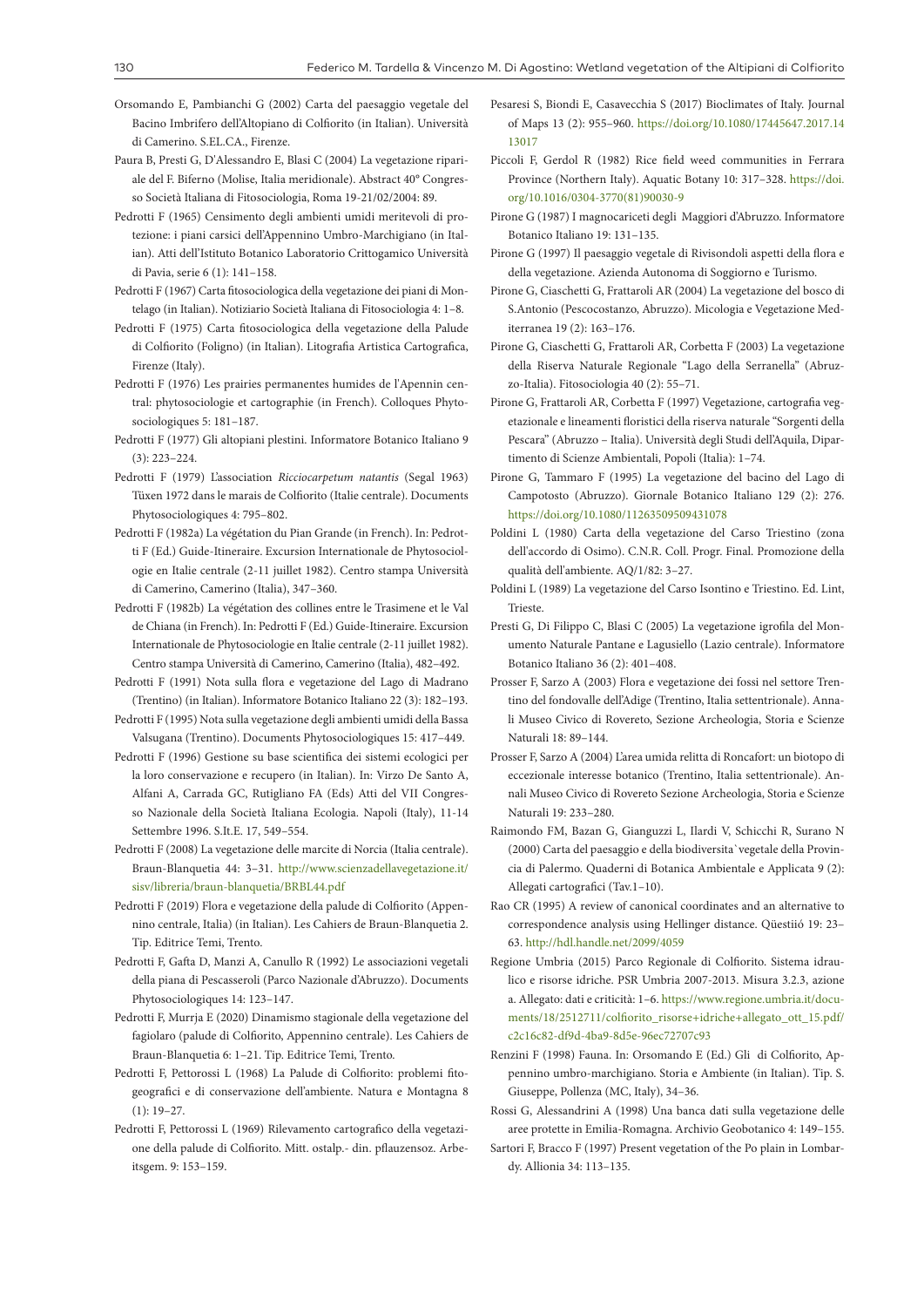Orsomando E, Pambianchi G (2002) Carta del paesaggio vegetale del Bacino Imbrifero dell'Altopiano di Colfiorito (in Italian). Università di Camerino. S.EL.CA., Firenze.

Paura B, Presti G, D'Alessandro E, Blasi C (2004) La vegetazione ripariale del F. Biferno (Molise, Italia meridionale). Abstract 40° Congresso Società Italiana di Fitosociologia, Roma 19-21/02/2004: 89.

Pedrotti F (1965) Censimento degli ambienti umidi meritevoli di protezione: i piani carsici dell'Appennino Umbro-Marchigiano (in Italian). Atti dell'Istituto Botanico Laboratorio Crittogamico Università di Pavia, serie 6 (1): 141–158.

Pedrotti F (1967) Carta fitosociologica della vegetazione dei piani di Montelago (in Italian). Notiziario Società Italiana di Fitosociologia 4: 1–8.

Pedrotti F (1975) Carta fitosociologica della vegetazione della Palude di Colfiorito (Foligno) (in Italian). Litografia Artistica Cartografica, Firenze (Italy).

Pedrotti F (1976) Les prairies permanentes humides de l'Apennin central: phytosociologie et cartographie (in French). Colloques Phytosociologiques 5: 181–187.

Pedrotti F (1977) Gli altopiani plestini. Informatore Botanico Italiano 9 (3): 223–224.

Pedrotti F (1979) L'association *Ricciocarpetum natantis* (Segal 1963) Tüxen 1972 dans le marais de Colfiorito (Italie centrale). Documents Phytosociologiques 4: 795–802.

Pedrotti F (1982a) La végétation du Pian Grande (in French). In: Pedrotti F (Ed.) Guide-Itineraire. Excursion Internationale de Phytosociologie en Italie centrale (2-11 juillet 1982). Centro stampa Università di Camerino, Camerino (Italia), 347–360.

Pedrotti F (1982b) La végétation des collines entre le Trasimene et le Val de Chiana (in French). In: Pedrotti F (Ed.) Guide-Itineraire. Excursion Internationale de Phytosociologie en Italie centrale (2-11 juillet 1982). Centro stampa Università di Camerino, Camerino (Italia), 482–492.

Pedrotti F (1991) Nota sulla flora e vegetazione del Lago di Madrano (Trentino) (in Italian). Informatore Botanico Italiano 22 (3): 182–193.

Pedrotti F (1995) Nota sulla vegetazione degli ambienti umidi della Bassa Valsugana (Trentino). Documents Phytosociologiques 15: 417–449.

Pedrotti F (1996) Gestione su base scientifica dei sistemi ecologici per la loro conservazione e recupero (in Italian). In: Virzo De Santo A, Alfani A, Carrada GC, Rutigliano FA (Eds) Atti del VII Congresso Nazionale della Società Italiana Ecologia. Napoli (Italy), 11-14 Settembre 1996. S.It.E. 17, 549–554.

Pedrotti F (2008) La vegetazione delle marcite di Norcia (Italia centrale). Braun-Blanquetia 44: 3–31. http://www.scienzadellavegetazione.it/sisv/libreria/braun-blanquetia/BRBL44.pdf

Pedrotti F (2019) Flora e vegetazione della palude di Colfiorito (Appennino centrale, Italia) (in Italian). Les Cahiers de Braun-Blanquetia 2. Tip. Editrice Temi, Trento.

Pedrotti F, Gafta D, Manzi A, Canullo R (1992) Le associazioni vegetali della piana di Pescasseroli (Parco Nazionale d'Abruzzo). Documents Phytosociologiques 14: 123–147.

Pedrotti F, Murrja E (2020) Dinamismo stagionale della vegetazione del fagiolaro (palude di Colfiorito, Appennino centrale). Les Cahiers de Braun-Blanquetia 6: 1–21. Tip. Editrice Temi, Trento.

Pedrotti F, Pettorossi L (1968) La Palude di Colfiorito: problemi fitogeografici e di conservazione dell'ambiente. Natura e Montagna 8 (1): 19–27.

Pedrotti F, Pettorossi L (1969) Rilevamento cartografico della vegetazione della palude di Colfiorito. Mitt. ostalp.- din. pflauzensoz. Arbeitsgem. 9: 153–159.

Pesaresi S, Biondi E, Casavecchia S (2017) Bioclimates of Italy. Journal of Maps 13 (2): 955–960. https://doi.org/10.1080/17445647.2017.1413017

Piccoli F, Gerdol R (1982) Rice field weed communities in Ferrara Province (Northern Italy). Aquatic Botany 10: 317–328. https://doi.org/10.1016/0304-3770(81)90030-9

Pirone G (1987) I magnocariceti degli Maggiori d'Abruzzo. Informatore Botanico Italiano 19: 131–135.

Pirone G (1997) Il paesaggio vegetale di Rivisondoli aspetti della flora e della vegetazione. Azienda Autonoma di Soggiorno e Turismo.

Pirone G, Ciaschetti G, Frattaroli AR (2004) La vegetazione del bosco di S.Antonio (Pescocostanzo, Abruzzo). Micologia e Vegetazione Mediterranea 19 (2): 163–176.

Pirone G, Ciaschetti G, Frattaroli AR, Corbetta F (2003) La vegetazione della Riserva Naturale Regionale "Lago della Serranella" (Abruzzo-Italia). Fitosociologia 40 (2): 55–71.

Pirone G, Frattaroli AR, Corbetta F (1997) Vegetazione, cartografia vegetazionale e lineamenti floristici della riserva naturale "Sorgenti della Pescara" (Abruzzo – Italia). Università degli Studi dell'Aquila, Dipartimento di Scienze Ambientali, Popoli (Italia): 1–74.

Pirone G, Tammaro F (1995) La vegetazione del bacino del Lago di Campotosto (Abruzzo). Giornale Botanico Italiano 129 (2): 276. https://doi.org/10.1080/11263509509431078

Poldini L (1980) Carta della vegetazione del Carso Triestino (zona dell'accordo di Osimo). C.N.R. Coll. Progr. Final. Promozione della qualità dell'ambiente. AQ/1/82: 3–27.

Poldini L (1989) La vegetazione del Carso Isontino e Triestino. Ed. Lint, Trieste.

Presti G, Di Filippo C, Blasi C (2005) La vegetazione igrofila del Monumento Naturale Pantane e Lagusiello (Lazio centrale). Informatore Botanico Italiano 36 (2): 401–408.

Prosser F, Sarzo A (2003) Flora e vegetazione dei fossi nel settore Trentino del fondovalle dell'Adige (Trentino, Italia settentrionale). Annali Museo Civico di Rovereto, Sezione Archeologia, Storia e Scienze Naturali 18: 89–144.

Prosser F, Sarzo A (2004) L'area umida relitta di Roncafort: un biotopo di eccezionale interesse botanico (Trentino, Italia settentrionale). Annali Museo Civico di Rovereto Sezione Archeologia, Storia e Scienze Naturali 19: 233–280.

Raimondo FM, Bazan G, Gianguzzi L, Ilardi V, Schicchi R, Surano N (2000) Carta del paesaggio e della biodiversita` vegetale della Provincia di Palermo. Quaderni di Botanica Ambientale e Applicata 9 (2): Allegati cartografici (Tav.1–10).

Rao CR (1995) A review of canonical coordinates and an alternative to correspondence analysis using Hellinger distance. Qüestiió 19: 23–63. http://hdl.handle.net/2099/4059

Regione Umbria (2015) Parco Regionale di Colfiorito. Sistema idraulico e risorse idriche. PSR Umbria 2007-2013. Misura 3.2.3, azione a. Allegato: dati e criticità: 1–6. https://www.regione.umbria.it/documents/18/2512711/colfiorito_risorse+idriche+allegato_ott_15.pdf/c2c16c82-df9d-4ba9-8d5e-96ec72707c93

Renzini F (1998) Fauna. In: Orsomando E (Ed.) Gli di Colfiorito, Appennino umbro-marchigiano. Storia e Ambiente (in Italian). Tip. S. Giuseppe, Pollenza (MC, Italy), 34–36.

Rossi G, Alessandrini A (1998) Una banca dati sulla vegetazione delle aree protette in Emilia-Romagna. Archivio Geobotanico 4: 149–155.

Sartori F, Bracco F (1997) Present vegetation of the Po plain in Lombardy. Allionia 34: 113–135.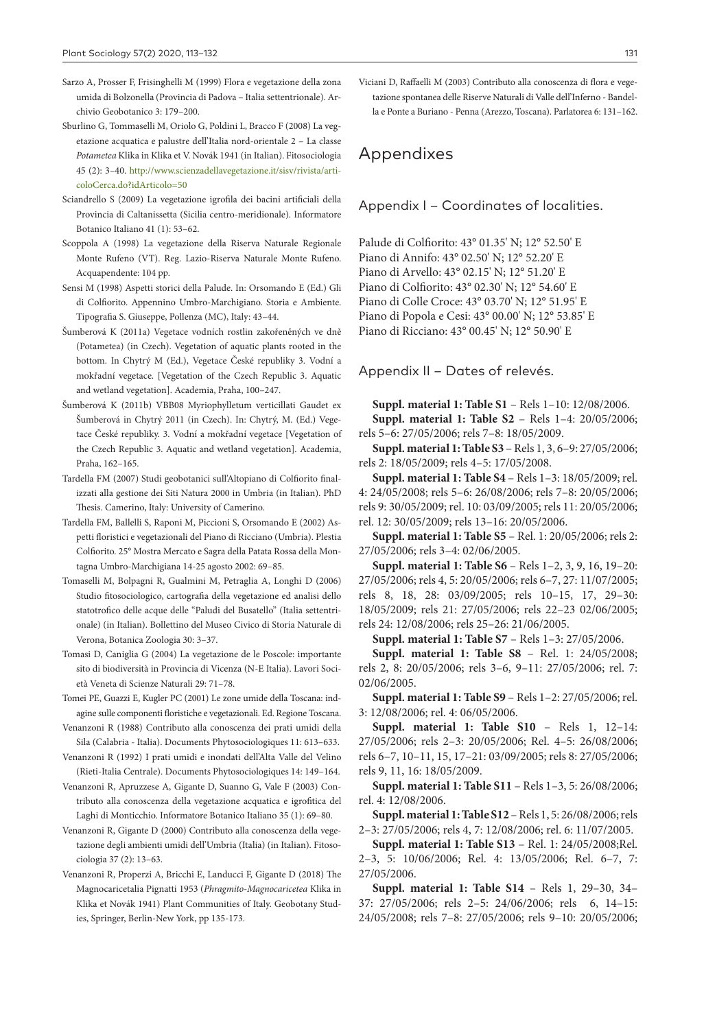Sarzo A, Prosser F, Frisinghelli M (1999) Flora e vegetazione della zona umida di Bolzonella (Provincia di Padova – Italia settentrionale). Archivio Geobotanico 3: 179–200.

Sburlino G, Tommaselli M, Oriolo G, Poldini L, Bracco F (2008) La vegetazione acquatica e palustre dell'Italia nord-orientale 2 – La classe *Potametea* Klika in Klika et V. Novák 1941 (in Italian). Fitosociologia 45 (2): 3–40. http://www.scienzadellavegetazione.it/sisv/rivista/articoloCerca.do?idArticolo=50

Sciandrello S (2009) La vegetazione igrofila dei bacini artificiali della Provincia di Caltanissetta (Sicilia centro-meridionale). Informatore Botanico Italiano 41 (1): 53–62.

Scoppola A (1998) La vegetazione della Riserva Naturale Regionale Monte Rufeno (VT). Reg. Lazio-Riserva Naturale Monte Rufeno. Acquapendente: 104 pp.

Sensi M (1998) Aspetti storici della Palude. In: Orsomando E (Ed.) Gli di Colfiorito. Appennino Umbro-Marchigiano. Storia e Ambiente. Tipografia S. Giuseppe, Pollenza (MC), Italy: 43–44.

Šumberová K (2011a) Vegetace vodních rostlin zakořeněných ve dně (Potametea) (in Czech). Vegetation of aquatic plants rooted in the bottom. In Chytrý M (Ed.), Vegetace České republiky 3. Vodní a mokřadní vegetace. [Vegetation of the Czech Republic 3. Aquatic and wetland vegetation]. Academia, Praha, 100–247.

Šumberová K (2011b) VBB08 Myriophylletum verticillati Gaudet ex Šumberová in Chytrý 2011 (in Czech). In: Chytrý, M. (Ed.) Vegetace České republiky. 3. Vodní a mokřadní vegetace [Vegetation of the Czech Republic 3. Aquatic and wetland vegetation]. Academia, Praha, 162–165.

Tardella FM (2007) Studi geobotanici sull'Altopiano di Colfiorito finalizzati alla gestione dei Siti Natura 2000 in Umbria (in Italian). PhD Thesis. Camerino, Italy: University of Camerino.

Tardella FM, Ballelli S, Raponi M, Piccioni S, Orsomando E (2002) Aspetti floristici e vegetazionali del Piano di Ricciano (Umbria). Plestia Colfiorito. 25° Mostra Mercato e Sagra della Patata Rossa della Montagna Umbro-Marchigiana 14-25 agosto 2002: 69–85.

Tomaselli M, Bolpagni R, Gualmini M, Petraglia A, Longhi D (2006) Studio fitosociologico, cartografia della vegetazione ed analisi dello statotrofico delle acque delle "Paludi del Busatello" (Italia settentrionale) (in Italian). Bollettino del Museo Civico di Storia Naturale di Verona, Botanica Zoologia 30: 3–37.

Tomasi D, Caniglia G (2004) La vegetazione de le Poscole: importante sito di biodiversità in Provincia di Vicenza (N-E Italia). Lavori Società Veneta di Scienze Naturali 29: 71–78.

Tomei PE, Guazzi E, Kugler PC (2001) Le zone umide della Toscana: indagine sulle componenti floristiche e vegetazionali. Ed. Regione Toscana.

Venanzoni R (1988) Contributo alla conoscenza dei prati umidi della Sila (Calabria - Italia). Documents Phytosociologiques 11: 613–633.

Venanzoni R (1992) I prati umidi e inondati dell'Alta Valle del Velino (Rieti-Italia Centrale). Documents Phytosociologiques 14: 149–164.

Venanzoni R, Apruzzese A, Gigante D, Suanno G, Vale F (2003) Contributo alla conoscenza della vegetazione acquatica e igrofitica dei Laghi di Monticchio. Informatore Botanico Italiano 35 (1): 69–80.

Venanzoni R, Gigante D (2000) Contributo alla conoscenza della vegetazione degli ambienti umidi dell'Umbria (Italia) (in Italian). Fitosociologia 37 (2): 13–63.

Venanzoni R, Properzi A, Bricchi E, Landucci F, Gigante D (2018) The Magnocaricetalia Pignatti 1953 (*Phragmito-Magnocaricetea* Klika in Klika et Novák 1941) Plant Communities of Italy. Geobotany Studies, Springer, Berlin-New York, pp 135-173.

Viciani D, Raffaelli M (2003) Contributo alla conoscenza di flora e vegetazione spontanea delle Riserve Naturali di Valle dell'Inferno - Bandella e Ponte a Buriano - Penna (Arezzo, Toscana). Parlatorea 6: 131–162.

# Appendixes

## Appendix I – Coordinates of localities.

Palude di Colfiorito: 43° 01.35' N; 12° 52.50' E
Piano di Annifo: 43° 02.50' N; 12° 52.20' E
Piano di Arvello: 43° 02.15' N; 12° 51.20' E
Piano di Colfiorito: 43° 02.30' N; 12° 54.60' E
Piano di Colle Croce: 43° 03.70' N; 12° 51.95' E
Piano di Popola e Cesi: 43° 00.00' N; 12° 53.85' E
Piano di Ricciano: 43° 00.45' N; 12° 50.90' E

## Appendix II – Dates of relevés.

**Suppl. material 1: Table S1** – Rels 1–10: 12/08/2006.

**Suppl. material 1: Table S2** – Rels 1–4: 20/05/2006; rels 5–6: 27/05/2006; rels 7–8: 18/05/2009.

**Suppl. material 1: Table S3** – Rels 1, 3, 6–9: 27/05/2006; rels 2: 18/05/2009; rels 4–5: 17/05/2008.

**Suppl. material 1: Table S4** – Rels 1–3: 18/05/2009; rel. 4: 24/05/2008; rels 5–6: 26/08/2006; rels 7–8: 20/05/2006; rels 9: 30/05/2009; rel. 10: 03/09/2005; rels 11: 20/05/2006; rel. 12: 30/05/2009; rels 13–16: 20/05/2006.

**Suppl. material 1: Table S5** – Rel. 1: 20/05/2006; rels 2: 27/05/2006; rels 3–4: 02/06/2005.

**Suppl. material 1: Table S6** – Rels 1–2, 3, 9, 16, 19–20: 27/05/2006; rels 4, 5: 20/05/2006; rels 6–7, 27: 11/07/2005; rels 8, 18, 28: 03/09/2005; rels 10–15, 17, 29–30: 18/05/2009; rels 21: 27/05/2006; rels 22–23 02/06/2005; rels 24: 12/08/2006; rels 25–26: 21/06/2005.

**Suppl. material 1: Table S7** – Rels 1–3: 27/05/2006.

**Suppl. material 1: Table S8** – Rel. 1: 24/05/2008; rels 2, 8: 20/05/2006; rels 3–6, 9–11: 27/05/2006; rel. 7: 02/06/2005.

**Suppl. material 1: Table S9** – Rels 1–2: 27/05/2006; rel. 3: 12/08/2006; rel. 4: 06/05/2006.

**Suppl. material 1: Table S10** – Rels 1, 12–14: 27/05/2006; rels 2–3: 20/05/2006; Rel. 4–5: 26/08/2006; rels 6–7, 10–11, 15, 17–21: 03/09/2005; rels 8: 27/05/2006; rels 9, 11, 16: 18/05/2009.

**Suppl. material 1: Table S11** – Rels 1–3, 5: 26/08/2006; rel. 4: 12/08/2006.

**Suppl. material 1: Table S12** – Rels 1, 5: 26/08/2006; rels 2–3: 27/05/2006; rels 4, 7: 12/08/2006; rel. 6: 11/07/2005.

**Suppl. material 1: Table S13** – Rel. 1: 24/05/2008;Rel. 2–3, 5: 10/06/2006; Rel. 4: 13/05/2006; Rel. 6–7, 7: 27/05/2006.

**Suppl. material 1: Table S14** – Rels 1, 29–30, 34–37: 27/05/2006; rels 2–5: 24/06/2006; rels 6, 14–15: 24/05/2008; rels 7–8: 27/05/2006; rels 9–10: 20/05/2006;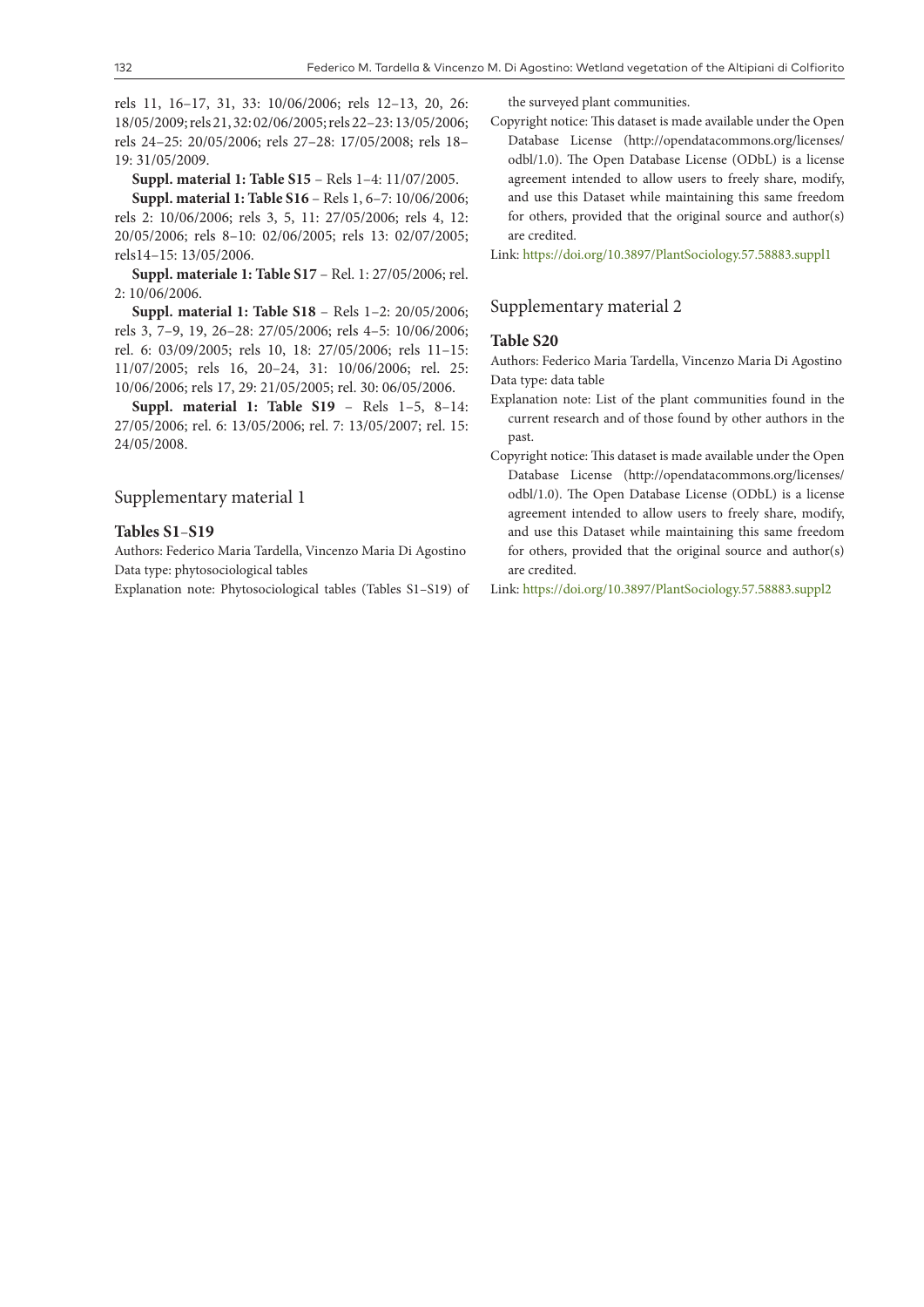rels 11, 16–17, 31, 33: 10/06/2006; rels 12–13, 20, 26: 18/05/2009; rels 21, 32: 02/06/2005; rels 22–23: 13/05/2006; rels 24–25: 20/05/2006; rels 27–28: 17/05/2008; rels 18–19: 31/05/2009.

**Suppl. material 1: Table S15** – Rels 1–4: 11/07/2005.

**Suppl. material 1: Table S16** – Rels 1, 6–7: 10/06/2006; rels 2: 10/06/2006; rels 3, 5, 11: 27/05/2006; rels 4, 12: 20/05/2006; rels 8–10: 02/06/2005; rels 13: 02/07/2005; rels14–15: 13/05/2006.

**Suppl. materiale 1: Table S17** – Rel. 1: 27/05/2006; rel. 2: 10/06/2006.

**Suppl. material 1: Table S18** – Rels 1–2: 20/05/2006; rels 3, 7–9, 19, 26–28: 27/05/2006; rels 4–5: 10/06/2006; rel. 6: 03/09/2005; rels 10, 18: 27/05/2006; rels 11–15: 11/07/2005; rels 16, 20–24, 31: 10/06/2006; rel. 25: 10/06/2006; rels 17, 29: 21/05/2005; rel. 30: 06/05/2006.

**Suppl. material 1: Table S19** – Rels 1–5, 8–14: 27/05/2006; rel. 6: 13/05/2006; rel. 7: 13/05/2007; rel. 15: 24/05/2008.

## Supplementary material 1

### Tables S1–S19

Authors: Federico Maria Tardella, Vincenzo Maria Di Agostino

Data type: phytosociological tables

Explanation note: Phytosociological tables (Tables S1–S19) of the surveyed plant communities.

Copyright notice: This dataset is made available under the Open Database License (http://opendatacommons.org/licenses/odbl/1.0). The Open Database License (ODbL) is a license agreement intended to allow users to freely share, modify, and use this Dataset while maintaining this same freedom for others, provided that the original source and author(s) are credited.

Link: https://doi.org/10.3897/PlantSociology.57.58883.suppl1

## Supplementary material 2

### Table S20

Authors: Federico Maria Tardella, Vincenzo Maria Di Agostino

Data type: data table

Explanation note: List of the plant communities found in the current research and of those found by other authors in the past.

Copyright notice: This dataset is made available under the Open Database License (http://opendatacommons.org/licenses/odbl/1.0). The Open Database License (ODbL) is a license agreement intended to allow users to freely share, modify, and use this Dataset while maintaining this same freedom for others, provided that the original source and author(s) are credited.

Link: https://doi.org/10.3897/PlantSociology.57.58883.suppl2